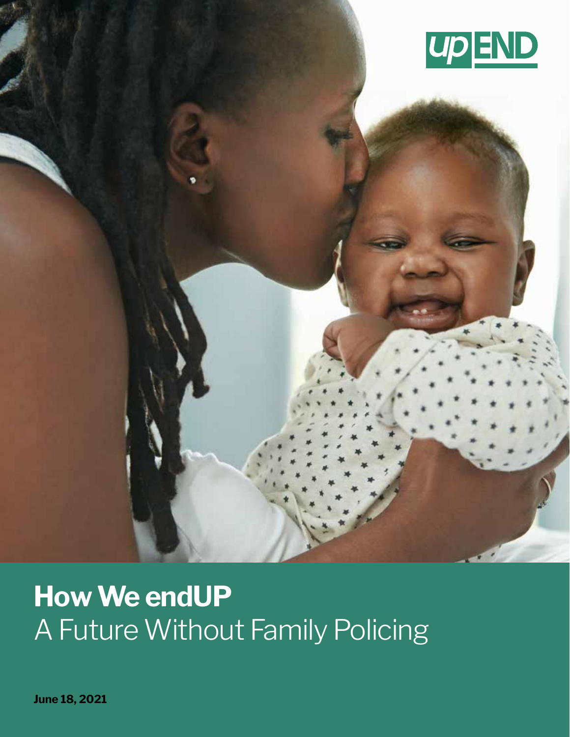upEND

# How We endUP

## A Future Without Family Policing

**June 18, 2021**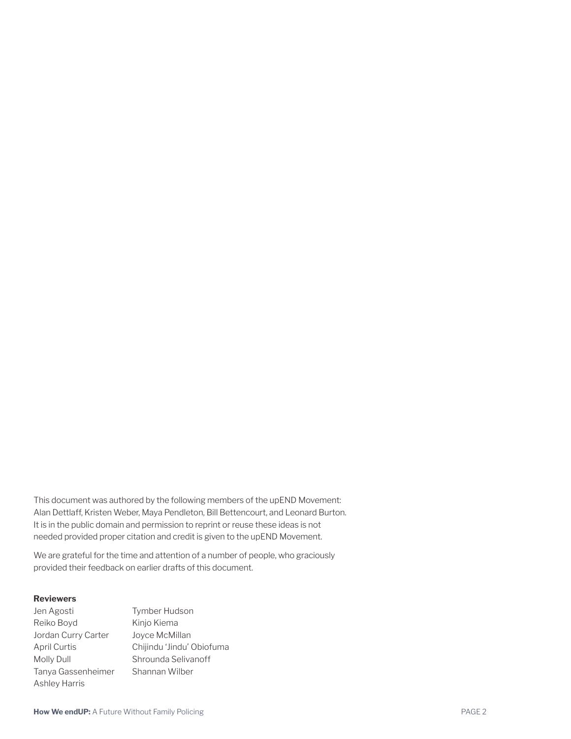This document was authored by the following members of the upEND Movement: Alan Dettlaff, Kristen Weber, Maya Pendleton, Bill Bettencourt, and Leonard Burton. It is in the public domain and permission to reprint or reuse these ideas is not needed provided proper citation and credit is given to the upEND Movement.

We are grateful for the time and attention of a number of people, who graciously provided their feedback on earlier drafts of this document.

**Reviewers**

Jen Agosti
Reiko Boyd
Jordan Curry Carter
April Curtis
Molly Dull
Tanya Gassenheimer
Ashley Harris
Tymber Hudson
Kinjo Kiema
Joyce McMillan
Chijindu 'Jindu' Obiofuma
Shrounda Selivanoff
Shannan Wilber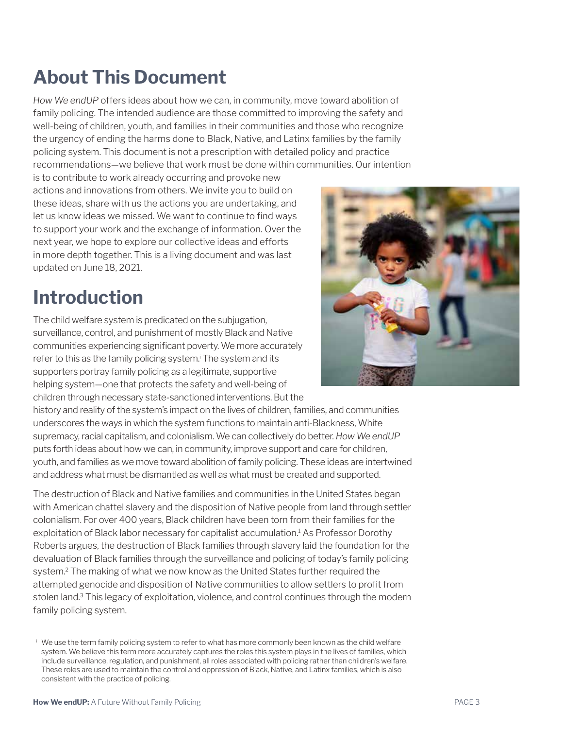## About This Document

*How We endUP* offers ideas about how we can, in community, move toward abolition of family policing. The intended audience are those committed to improving the safety and well-being of children, youth, and families in their communities and those who recognize the urgency of ending the harms done to Black, Native, and Latinx families by the family policing system. This document is not a prescription with detailed policy and practice recommendations—we believe that work must be done within communities. Our intention is to contribute to work already occurring and provoke new actions and innovations from others. We invite you to build on these ideas, share with us the actions you are undertaking, and let us know ideas we missed. We want to continue to find ways to support your work and the exchange of information. Over the next year, we hope to explore our collective ideas and efforts in more depth together. This is a living document and was last updated on June 18, 2021.

## Introduction

The child welfare system is predicated on the subjugation, surveillance, control, and punishment of mostly Black and Native communities experiencing significant poverty. We more accurately refer to this as the family policing system.[i] The system and its supporters portray family policing as a legitimate, supportive helping system—one that protects the safety and well-being of children through necessary state-sanctioned interventions. But the history and reality of the system's impact on the lives of children, families, and communities underscores the ways in which the system functions to maintain anti-Blackness, White supremacy, racial capitalism, and colonialism. We can collectively do better. *How We endUP* puts forth ideas about how we can, in community, improve support and care for children, youth, and families as we move toward abolition of family policing. These ideas are intertwined and address what must be dismantled as well as what must be created and supported.

The destruction of Black and Native families and communities in the United States began with American chattel slavery and the disposition of Native people from land through settler colonialism. For over 400 years, Black children have been torn from their families for the exploitation of Black labor necessary for capitalist accumulation.[1] As Professor Dorothy Roberts argues, the destruction of Black families through slavery laid the foundation for the devaluation of Black families through the surveillance and policing of today's family policing system.[2] The making of what we now know as the United States further required the attempted genocide and disposition of Native communities to allow settlers to profit from stolen land.[3] This legacy of exploitation, violence, and control continues through the modern family policing system.

[i] We use the term family policing system to refer to what has more commonly been known as the child welfare system. We believe this term more accurately captures the roles this system plays in the lives of families, which include surveillance, regulation, and punishment, all roles associated with policing rather than children's welfare. These roles are used to maintain the control and oppression of Black, Native, and Latinx families, which is also consistent with the practice of policing.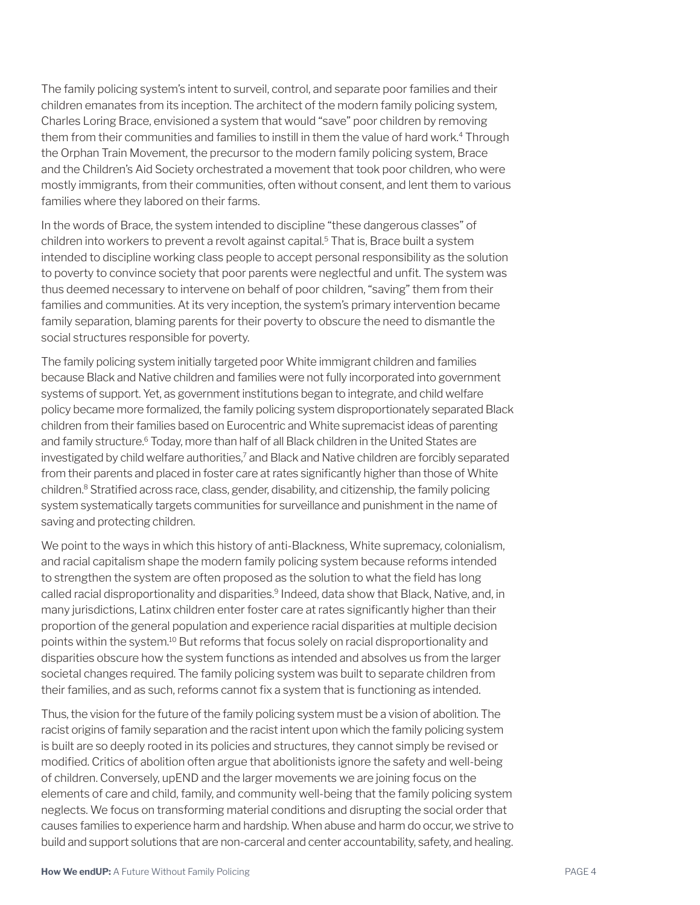The family policing system's intent to surveil, control, and separate poor families and their children emanates from its inception. The architect of the modern family policing system, Charles Loring Brace, envisioned a system that would "save" poor children by removing them from their communities and families to instill in them the value of hard work.[4] Through the Orphan Train Movement, the precursor to the modern family policing system, Brace and the Children's Aid Society orchestrated a movement that took poor children, who were mostly immigrants, from their communities, often without consent, and lent them to various families where they labored on their farms.

In the words of Brace, the system intended to discipline "these dangerous classes" of children into workers to prevent a revolt against capital.[5] That is, Brace built a system intended to discipline working class people to accept personal responsibility as the solution to poverty to convince society that poor parents were neglectful and unfit. The system was thus deemed necessary to intervene on behalf of poor children, "saving" them from their families and communities. At its very inception, the system's primary intervention became family separation, blaming parents for their poverty to obscure the need to dismantle the social structures responsible for poverty.

The family policing system initially targeted poor White immigrant children and families because Black and Native children and families were not fully incorporated into government systems of support. Yet, as government institutions began to integrate, and child welfare policy became more formalized, the family policing system disproportionately separated Black children from their families based on Eurocentric and White supremacist ideas of parenting and family structure.[6] Today, more than half of all Black children in the United States are investigated by child welfare authorities,[7] and Black and Native children are forcibly separated from their parents and placed in foster care at rates significantly higher than those of White children.[8] Stratified across race, class, gender, disability, and citizenship, the family policing system systematically targets communities for surveillance and punishment in the name of saving and protecting children.

We point to the ways in which this history of anti-Blackness, White supremacy, colonialism, and racial capitalism shape the modern family policing system because reforms intended to strengthen the system are often proposed as the solution to what the field has long called racial disproportionality and disparities.[9] Indeed, data show that Black, Native, and, in many jurisdictions, Latinx children enter foster care at rates significantly higher than their proportion of the general population and experience racial disparities at multiple decision points within the system.[10] But reforms that focus solely on racial disproportionality and disparities obscure how the system functions as intended and absolves us from the larger societal changes required. The family policing system was built to separate children from their families, and as such, reforms cannot fix a system that is functioning as intended.

Thus, the vision for the future of the family policing system must be a vision of abolition. The racist origins of family separation and the racist intent upon which the family policing system is built are so deeply rooted in its policies and structures, they cannot simply be revised or modified. Critics of abolition often argue that abolitionists ignore the safety and well-being of children. Conversely, upEND and the larger movements we are joining focus on the elements of care and child, family, and community well-being that the family policing system neglects. We focus on transforming material conditions and disrupting the social order that causes families to experience harm and hardship. When abuse and harm do occur, we strive to build and support solutions that are non-carceral and center accountability, safety, and healing.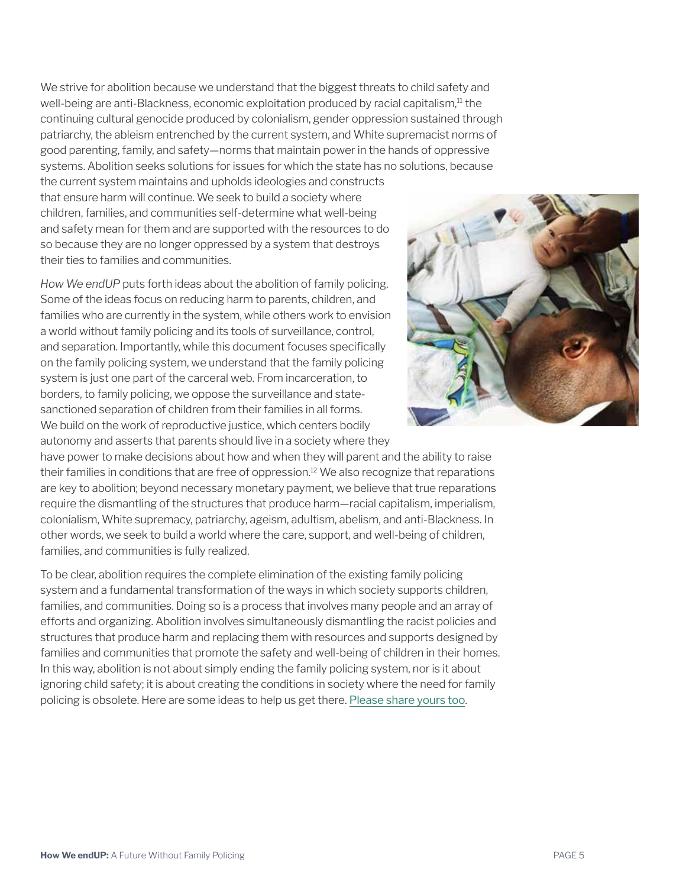We strive for abolition because we understand that the biggest threats to child safety and well-being are anti-Blackness, economic exploitation produced by racial capitalism,[11] the continuing cultural genocide produced by colonialism, gender oppression sustained through patriarchy, the ableism entrenched by the current system, and White supremacist norms of good parenting, family, and safety—norms that maintain power in the hands of oppressive systems. Abolition seeks solutions for issues for which the state has no solutions, because the current system maintains and upholds ideologies and constructs that ensure harm will continue. We seek to build a society where children, families, and communities self-determine what well-being and safety mean for them and are supported with the resources to do so because they are no longer oppressed by a system that destroys their ties to families and communities.

*How We endUP* puts forth ideas about the abolition of family policing. Some of the ideas focus on reducing harm to parents, children, and families who are currently in the system, while others work to envision a world without family policing and its tools of surveillance, control, and separation. Importantly, while this document focuses specifically on the family policing system, we understand that the family policing system is just one part of the carceral web. From incarceration, to borders, to family policing, we oppose the surveillance and state-sanctioned separation of children from their families in all forms. We build on the work of reproductive justice, which centers bodily autonomy and asserts that parents should live in a society where they have power to make decisions about how and when they will parent and the ability to raise their families in conditions that are free of oppression.[12] We also recognize that reparations are key to abolition; beyond necessary monetary payment, we believe that true reparations require the dismantling of the structures that produce harm—racial capitalism, imperialism, colonialism, White supremacy, patriarchy, ageism, adultism, abelism, and anti-Blackness. In other words, we seek to build a world where the care, support, and well-being of children, families, and communities is fully realized.

To be clear, abolition requires the complete elimination of the existing family policing system and a fundamental transformation of the ways in which society supports children, families, and communities. Doing so is a process that involves many people and an array of efforts and organizing. Abolition involves simultaneously dismantling the racist policies and structures that produce harm and replacing them with resources and supports designed by families and communities that promote the safety and well-being of children in their homes. In this way, abolition is not about simply ending the family policing system, nor is it about ignoring child safety; it is about creating the conditions in society where the need for family policing is obsolete. Here are some ideas to help us get there. Please share yours too.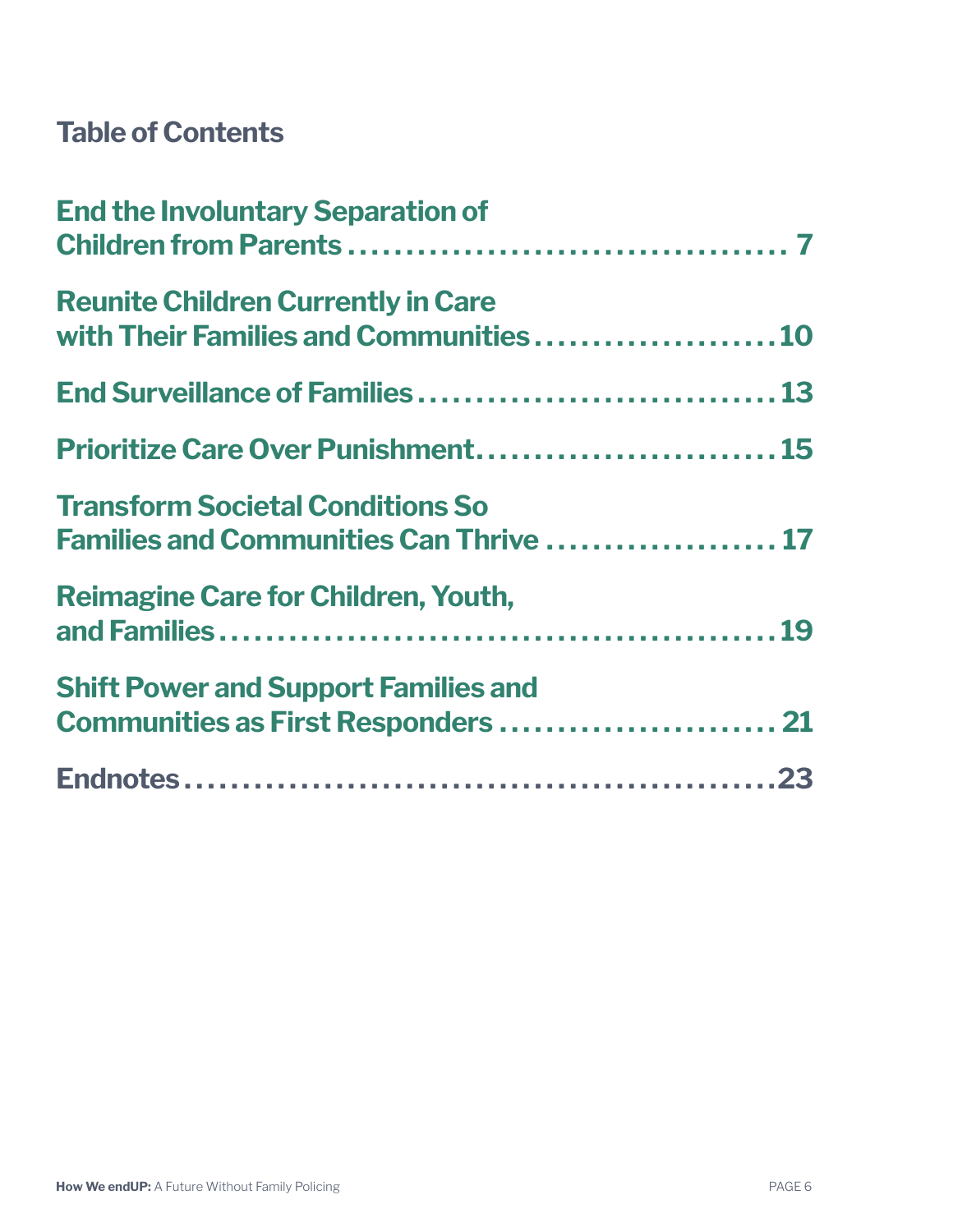## Table of Contents

**End the Involuntary Separation of Children from Parents ........ 7**

**Reunite Children Currently in Care with Their Families and Communities ........ 10**

**End Surveillance of Families ........ 13**

**Prioritize Care Over Punishment ........ 15**

**Transform Societal Conditions So Families and Communities Can Thrive ........ 17**

**Reimagine Care for Children, Youth, and Families ........ 19**

**Shift Power and Support Families and Communities as First Responders ........ 21**

**Endnotes ........ 23**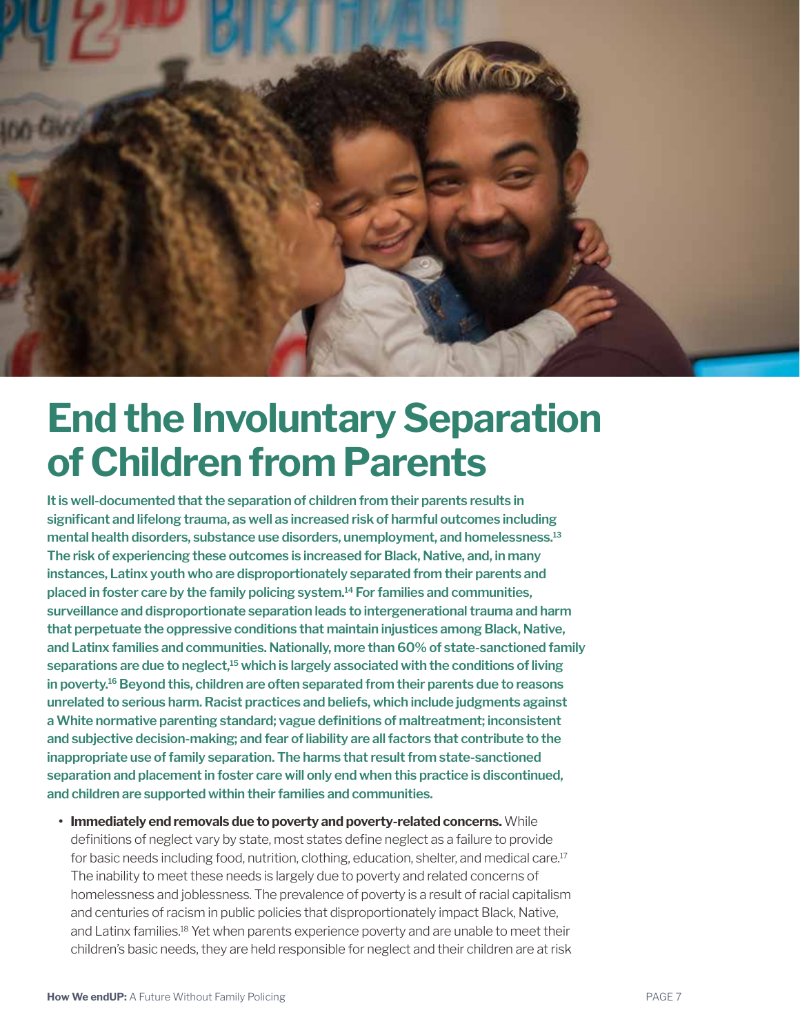# End the Involuntary Separation of Children from Parents

**It is well-documented that the separation of children from their parents results in significant and lifelong trauma, as well as increased risk of harmful outcomes including mental health disorders, substance use disorders, unemployment, and homelessness.[13] The risk of experiencing these outcomes is increased for Black, Native, and, in many instances, Latinx youth who are disproportionately separated from their parents and placed in foster care by the family policing system.[14] For families and communities, surveillance and disproportionate separation leads to intergenerational trauma and harm that perpetuate the oppressive conditions that maintain injustices among Black, Native, and Latinx families and communities. Nationally, more than 60% of state-sanctioned family separations are due to neglect,[15] which is largely associated with the conditions of living in poverty.[16] Beyond this, children are often separated from their parents due to reasons unrelated to serious harm. Racist practices and beliefs, which include judgments against a White normative parenting standard; vague definitions of maltreatment; inconsistent and subjective decision-making; and fear of liability are all factors that contribute to the inappropriate use of family separation. The harms that result from state-sanctioned separation and placement in foster care will only end when this practice is discontinued, and children are supported within their families and communities.**

- **Immediately end removals due to poverty and poverty-related concerns.** While definitions of neglect vary by state, most states define neglect as a failure to provide for basic needs including food, nutrition, clothing, education, shelter, and medical care.[17] The inability to meet these needs is largely due to poverty and related concerns of homelessness and joblessness. The prevalence of poverty is a result of racial capitalism and centuries of racism in public policies that disproportionately impact Black, Native, and Latinx families.[18] Yet when parents experience poverty and are unable to meet their children's basic needs, they are held responsible for neglect and their children are at risk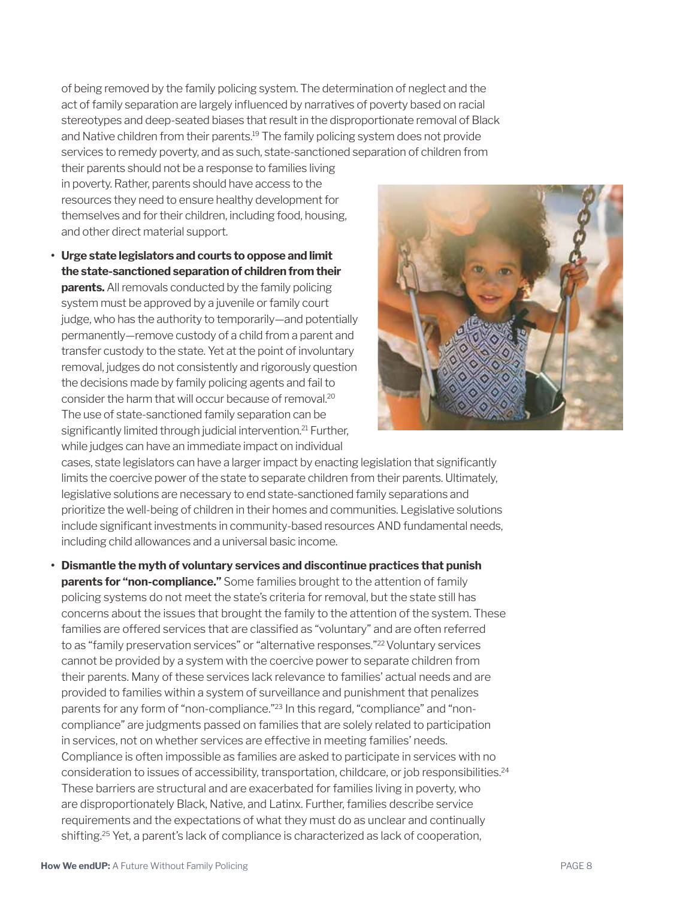of being removed by the family policing system. The determination of neglect and the act of family separation are largely influenced by narratives of poverty based on racial stereotypes and deep-seated biases that result in the disproportionate removal of Black and Native children from their parents.[19] The family policing system does not provide services to remedy poverty, and as such, state-sanctioned separation of children from their parents should not be a response to families living in poverty. Rather, parents should have access to the resources they need to ensure healthy development for themselves and for their children, including food, housing, and other direct material support.

- **Urge state legislators and courts to oppose and limit the state-sanctioned separation of children from their parents.** All removals conducted by the family policing system must be approved by a juvenile or family court judge, who has the authority to temporarily—and potentially permanently—remove custody of a child from a parent and transfer custody to the state. Yet at the point of involuntary removal, judges do not consistently and rigorously question the decisions made by family policing agents and fail to consider the harm that will occur because of removal.[20] The use of state-sanctioned family separation can be significantly limited through judicial intervention.[21] Further, while judges can have an immediate impact on individual cases, state legislators can have a larger impact by enacting legislation that significantly limits the coercive power of the state to separate children from their parents. Ultimately, legislative solutions are necessary to end state-sanctioned family separations and prioritize the well-being of children in their homes and communities. Legislative solutions include significant investments in community-based resources AND fundamental needs, including child allowances and a universal basic income.

- **Dismantle the myth of voluntary services and discontinue practices that punish parents for "non-compliance."** Some families brought to the attention of family policing systems do not meet the state's criteria for removal, but the state still has concerns about the issues that brought the family to the attention of the system. These families are offered services that are classified as "voluntary" and are often referred to as "family preservation services" or "alternative responses."[22] Voluntary services cannot be provided by a system with the coercive power to separate children from their parents. Many of these services lack relevance to families' actual needs and are provided to families within a system of surveillance and punishment that penalizes parents for any form of "non-compliance."[23] In this regard, "compliance" and "non-compliance" are judgments passed on families that are solely related to participation in services, not on whether services are effective in meeting families' needs. Compliance is often impossible as families are asked to participate in services with no consideration to issues of accessibility, transportation, childcare, or job responsibilities.[24] These barriers are structural and are exacerbated for families living in poverty, who are disproportionately Black, Native, and Latinx. Further, families describe service requirements and the expectations of what they must do as unclear and continually shifting.[25] Yet, a parent's lack of compliance is characterized as lack of cooperation,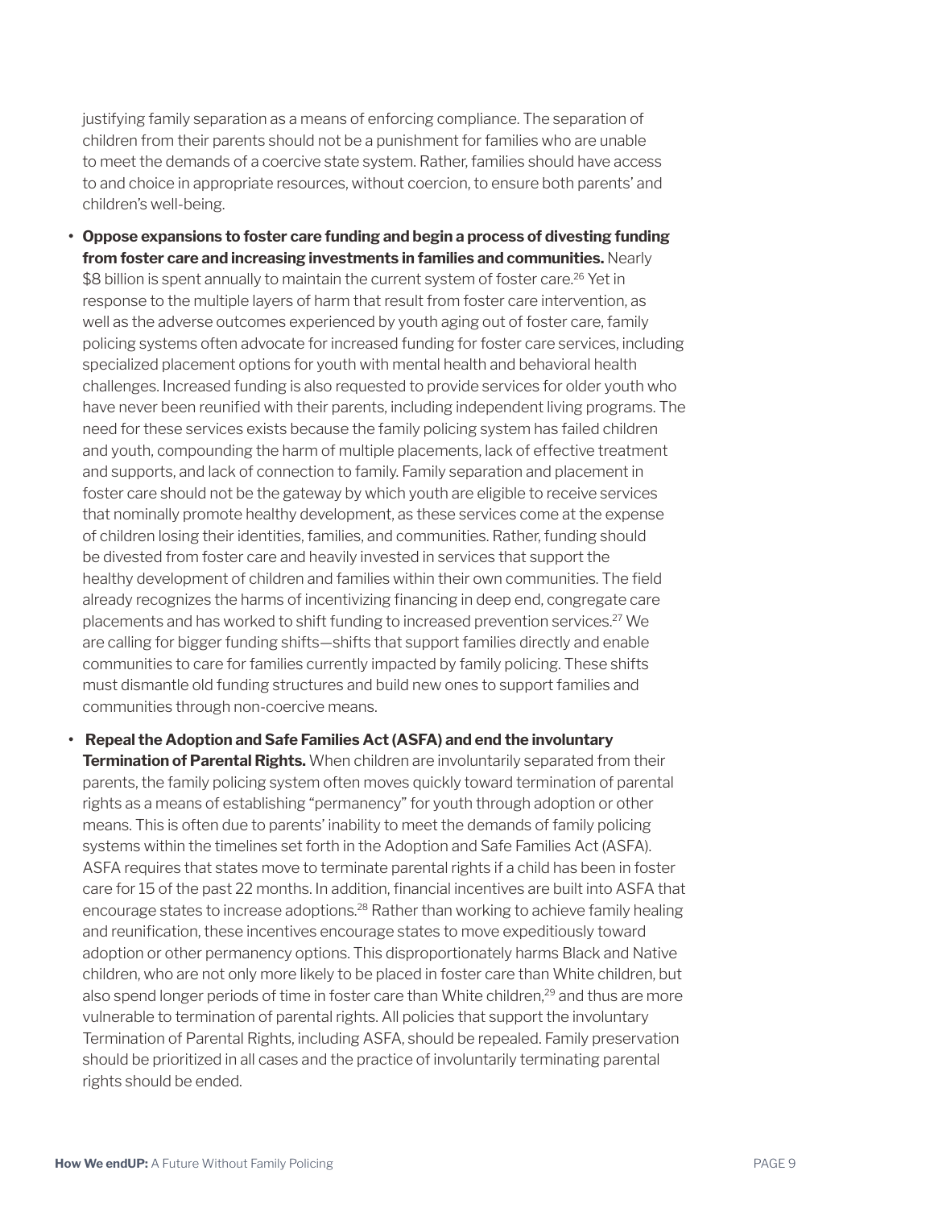justifying family separation as a means of enforcing compliance. The separation of children from their parents should not be a punishment for families who are unable to meet the demands of a coercive state system. Rather, families should have access to and choice in appropriate resources, without coercion, to ensure both parents' and children's well-being.

- **Oppose expansions to foster care funding and begin a process of divesting funding from foster care and increasing investments in families and communities.** Nearly $8 billion is spent annually to maintain the current system of foster care.[26] Yet in response to the multiple layers of harm that result from foster care intervention, as well as the adverse outcomes experienced by youth aging out of foster care, family policing systems often advocate for increased funding for foster care services, including specialized placement options for youth with mental health and behavioral health challenges. Increased funding is also requested to provide services for older youth who have never been reunified with their parents, including independent living programs. The need for these services exists because the family policing system has failed children and youth, compounding the harm of multiple placements, lack of effective treatment and supports, and lack of connection to family. Family separation and placement in foster care should not be the gateway by which youth are eligible to receive services that nominally promote healthy development, as these services come at the expense of children losing their identities, families, and communities. Rather, funding should be divested from foster care and heavily invested in services that support the healthy development of children and families within their own communities. The field already recognizes the harms of incentivizing financing in deep end, congregate care placements and has worked to shift funding to increased prevention services.[27] We are calling for bigger funding shifts—shifts that support families directly and enable communities to care for families currently impacted by family policing. These shifts must dismantle old funding structures and build new ones to support families and communities through non-coercive means.

- **Repeal the Adoption and Safe Families Act (ASFA) and end the involuntary Termination of Parental Rights.** When children are involuntarily separated from their parents, the family policing system often moves quickly toward termination of parental rights as a means of establishing "permanency" for youth through adoption or other means. This is often due to parents' inability to meet the demands of family policing systems within the timelines set forth in the Adoption and Safe Families Act (ASFA). ASFA requires that states move to terminate parental rights if a child has been in foster care for 15 of the past 22 months. In addition, financial incentives are built into ASFA that encourage states to increase adoptions.[28] Rather than working to achieve family healing and reunification, these incentives encourage states to move expeditiously toward adoption or other permanency options. This disproportionately harms Black and Native children, who are not only more likely to be placed in foster care than White children, but also spend longer periods of time in foster care than White children,[29] and thus are more vulnerable to termination of parental rights. All policies that support the involuntary Termination of Parental Rights, including ASFA, should be repealed. Family preservation should be prioritized in all cases and the practice of involuntarily terminating parental rights should be ended.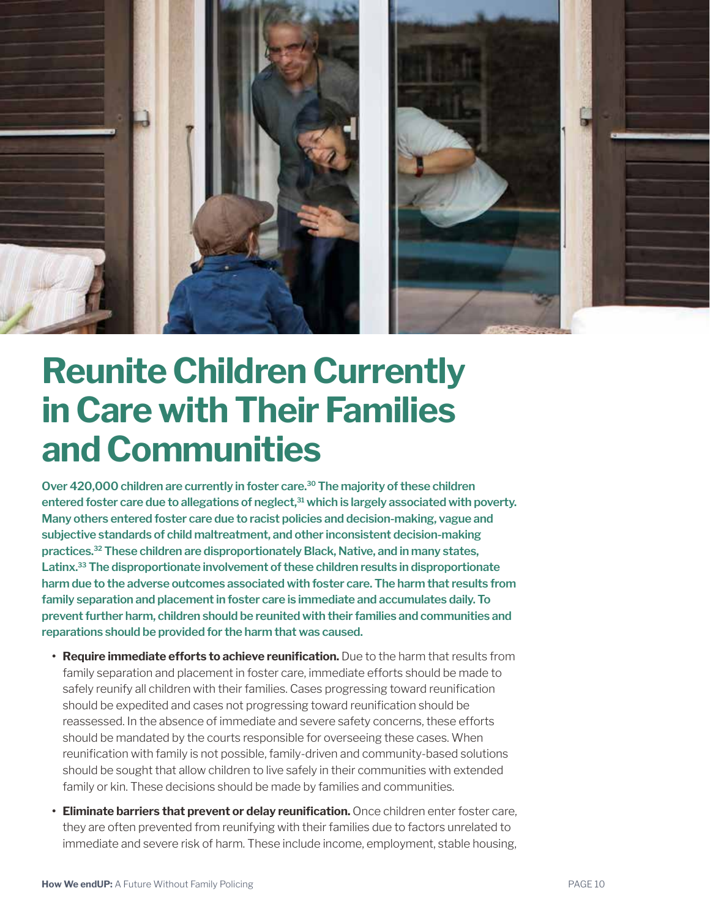# Reunite Children Currently in Care with Their Families and Communities

**Over 420,000 children are currently in foster care.[30] The majority of these children entered foster care due to allegations of neglect,[31] which is largely associated with poverty. Many others entered foster care due to racist policies and decision-making, vague and subjective standards of child maltreatment, and other inconsistent decision-making practices.[32] These children are disproportionately Black, Native, and in many states, Latinx.[33] The disproportionate involvement of these children results in disproportionate harm due to the adverse outcomes associated with foster care. The harm that results from family separation and placement in foster care is immediate and accumulates daily. To prevent further harm, children should be reunited with their families and communities and reparations should be provided for the harm that was caused.**

- **Require immediate efforts to achieve reunification.** Due to the harm that results from family separation and placement in foster care, immediate efforts should be made to safely reunify all children with their families. Cases progressing toward reunification should be expedited and cases not progressing toward reunification should be reassessed. In the absence of immediate and severe safety concerns, these efforts should be mandated by the courts responsible for overseeing these cases. When reunification with family is not possible, family-driven and community-based solutions should be sought that allow children to live safely in their communities with extended family or kin. These decisions should be made by families and communities.
- **Eliminate barriers that prevent or delay reunification.** Once children enter foster care, they are often prevented from reunifying with their families due to factors unrelated to immediate and severe risk of harm. These include income, employment, stable housing,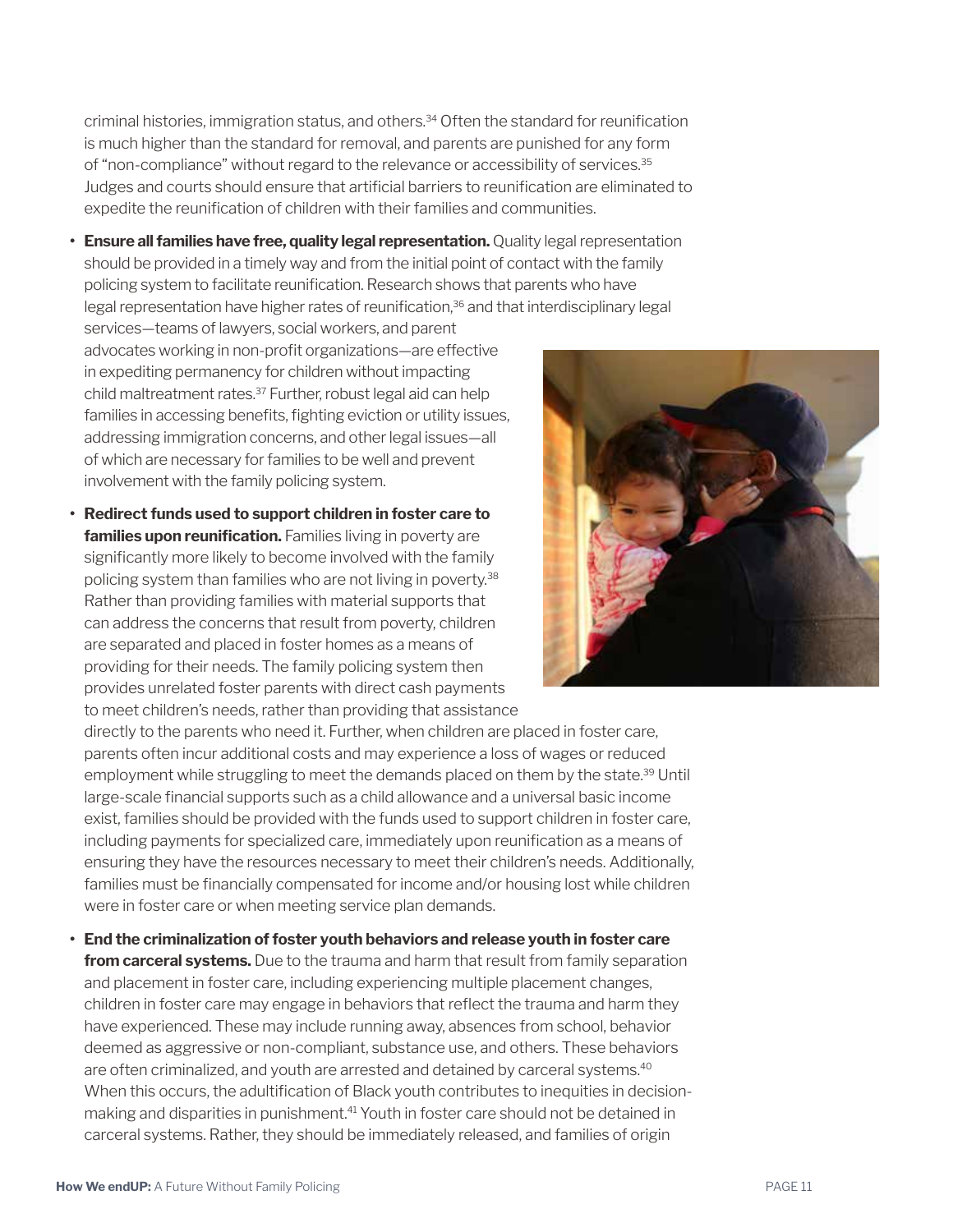criminal histories, immigration status, and others.[34] Often the standard for reunification is much higher than the standard for removal, and parents are punished for any form of "non-compliance" without regard to the relevance or accessibility of services.[35] Judges and courts should ensure that artificial barriers to reunification are eliminated to expedite the reunification of children with their families and communities.

- **Ensure all families have free, quality legal representation.** Quality legal representation should be provided in a timely way and from the initial point of contact with the family policing system to facilitate reunification. Research shows that parents who have legal representation have higher rates of reunification,[36] and that interdisciplinary legal services—teams of lawyers, social workers, and parent advocates working in non-profit organizations—are effective in expediting permanency for children without impacting child maltreatment rates.[37] Further, robust legal aid can help families in accessing benefits, fighting eviction or utility issues, addressing immigration concerns, and other legal issues—all of which are necessary for families to be well and prevent involvement with the family policing system.
- **Redirect funds used to support children in foster care to families upon reunification.** Families living in poverty are significantly more likely to become involved with the family policing system than families who are not living in poverty.[38] Rather than providing families with material supports that can address the concerns that result from poverty, children are separated and placed in foster homes as a means of providing for their needs. The family policing system then provides unrelated foster parents with direct cash payments to meet children's needs, rather than providing that assistance directly to the parents who need it. Further, when children are placed in foster care, parents often incur additional costs and may experience a loss of wages or reduced employment while struggling to meet the demands placed on them by the state.[39] Until large-scale financial supports such as a child allowance and a universal basic income exist, families should be provided with the funds used to support children in foster care, including payments for specialized care, immediately upon reunification as a means of ensuring they have the resources necessary to meet their children's needs. Additionally, families must be financially compensated for income and/or housing lost while children were in foster care or when meeting service plan demands.
- **End the criminalization of foster youth behaviors and release youth in foster care from carceral systems.** Due to the trauma and harm that result from family separation and placement in foster care, including experiencing multiple placement changes, children in foster care may engage in behaviors that reflect the trauma and harm they have experienced. These may include running away, absences from school, behavior deemed as aggressive or non-compliant, substance use, and others. These behaviors are often criminalized, and youth are arrested and detained by carceral systems.[40] When this occurs, the adultification of Black youth contributes to inequities in decision-making and disparities in punishment.[41] Youth in foster care should not be detained in carceral systems. Rather, they should be immediately released, and families of origin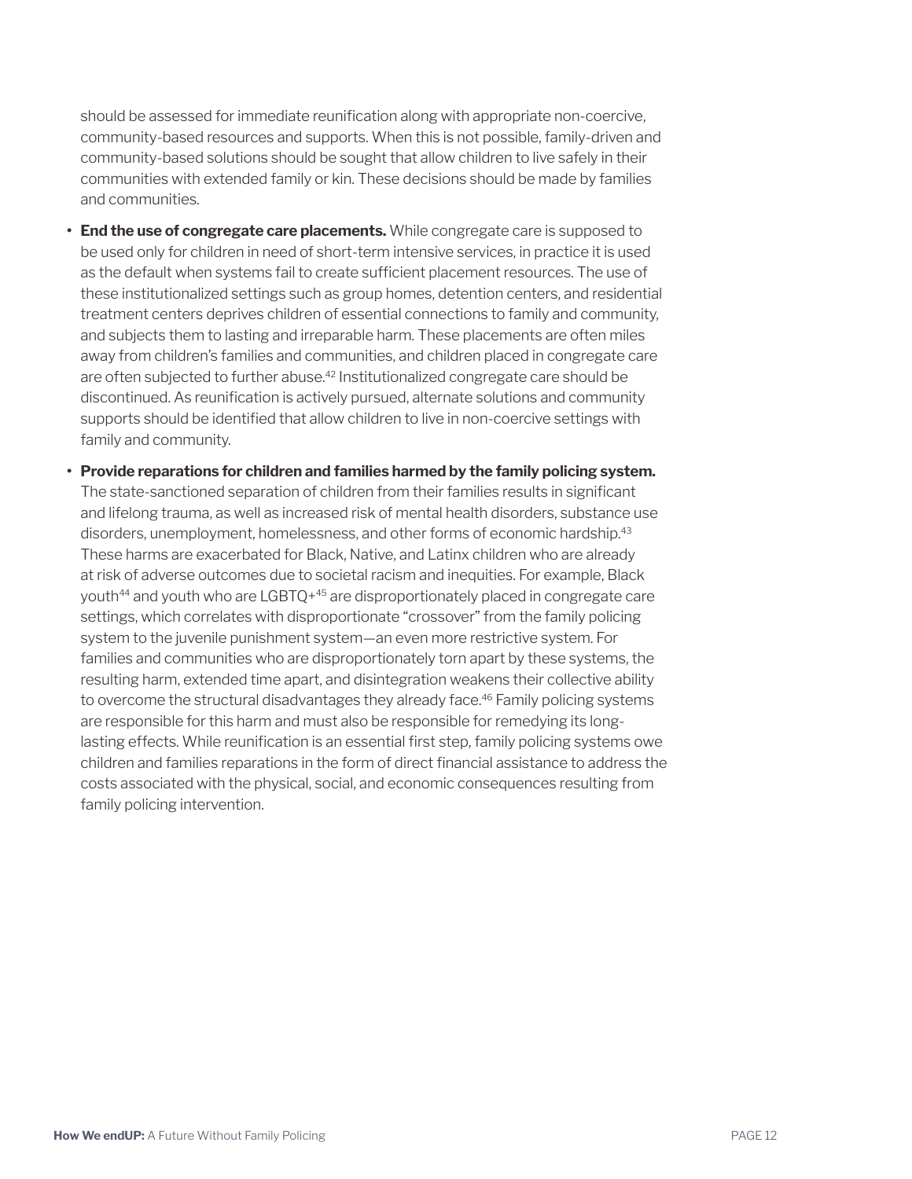should be assessed for immediate reunification along with appropriate non-coercive, community-based resources and supports. When this is not possible, family-driven and community-based solutions should be sought that allow children to live safely in their communities with extended family or kin. These decisions should be made by families and communities.

- **End the use of congregate care placements.** While congregate care is supposed to be used only for children in need of short-term intensive services, in practice it is used as the default when systems fail to create sufficient placement resources. The use of these institutionalized settings such as group homes, detention centers, and residential treatment centers deprives children of essential connections to family and community, and subjects them to lasting and irreparable harm. These placements are often miles away from children's families and communities, and children placed in congregate care are often subjected to further abuse.[42] Institutionalized congregate care should be discontinued. As reunification is actively pursued, alternate solutions and community supports should be identified that allow children to live in non-coercive settings with family and community.
- **Provide reparations for children and families harmed by the family policing system.** The state-sanctioned separation of children from their families results in significant and lifelong trauma, as well as increased risk of mental health disorders, substance use disorders, unemployment, homelessness, and other forms of economic hardship.[43] These harms are exacerbated for Black, Native, and Latinx children who are already at risk of adverse outcomes due to societal racism and inequities. For example, Black youth[44] and youth who are LGBTQ+[45] are disproportionately placed in congregate care settings, which correlates with disproportionate "crossover" from the family policing system to the juvenile punishment system—an even more restrictive system. For families and communities who are disproportionately torn apart by these systems, the resulting harm, extended time apart, and disintegration weakens their collective ability to overcome the structural disadvantages they already face.[46] Family policing systems are responsible for this harm and must also be responsible for remedying its long-lasting effects. While reunification is an essential first step, family policing systems owe children and families reparations in the form of direct financial assistance to address the costs associated with the physical, social, and economic consequences resulting from family policing intervention.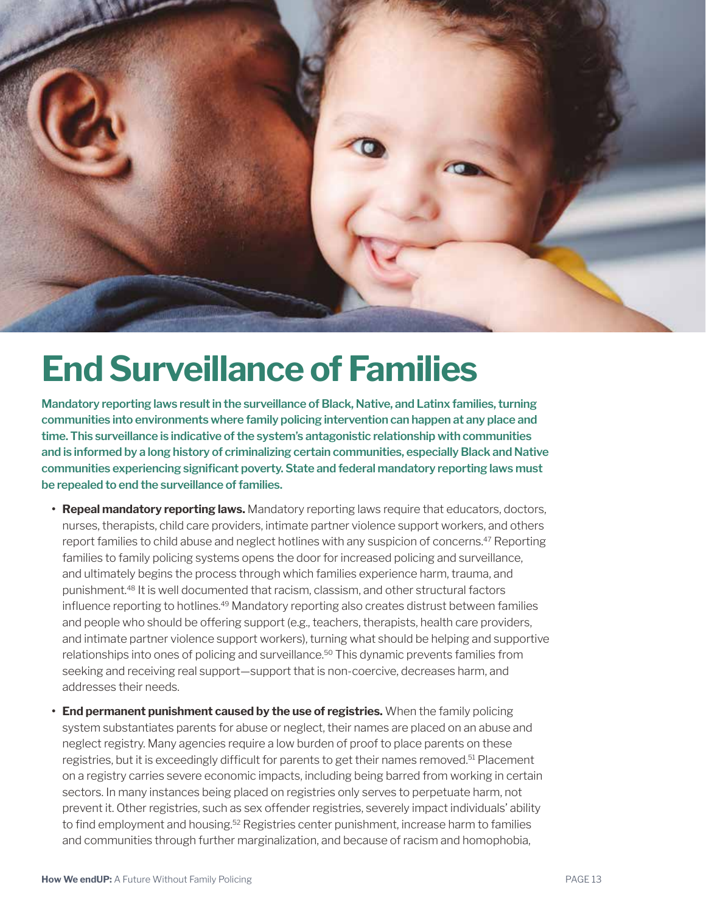# End Surveillance of Families

**Mandatory reporting laws result in the surveillance of Black, Native, and Latinx families, turning communities into environments where family policing intervention can happen at any place and time. This surveillance is indicative of the system's antagonistic relationship with communities and is informed by a long history of criminalizing certain communities, especially Black and Native communities experiencing significant poverty. State and federal mandatory reporting laws must be repealed to end the surveillance of families.**

- **Repeal mandatory reporting laws.** Mandatory reporting laws require that educators, doctors, nurses, therapists, child care providers, intimate partner violence support workers, and others report families to child abuse and neglect hotlines with any suspicion of concerns.[47] Reporting families to family policing systems opens the door for increased policing and surveillance, and ultimately begins the process through which families experience harm, trauma, and punishment.[48] It is well documented that racism, classism, and other structural factors influence reporting to hotlines.[49] Mandatory reporting also creates distrust between families and people who should be offering support (e.g., teachers, therapists, health care providers, and intimate partner violence support workers), turning what should be helping and supportive relationships into ones of policing and surveillance.[50] This dynamic prevents families from seeking and receiving real support—support that is non-coercive, decreases harm, and addresses their needs.
- **End permanent punishment caused by the use of registries.** When the family policing system substantiates parents for abuse or neglect, their names are placed on an abuse and neglect registry. Many agencies require a low burden of proof to place parents on these registries, but it is exceedingly difficult for parents to get their names removed.[51] Placement on a registry carries severe economic impacts, including being barred from working in certain sectors. In many instances being placed on registries only serves to perpetuate harm, not prevent it. Other registries, such as sex offender registries, severely impact individuals' ability to find employment and housing.[52] Registries center punishment, increase harm to families and communities through further marginalization, and because of racism and homophobia,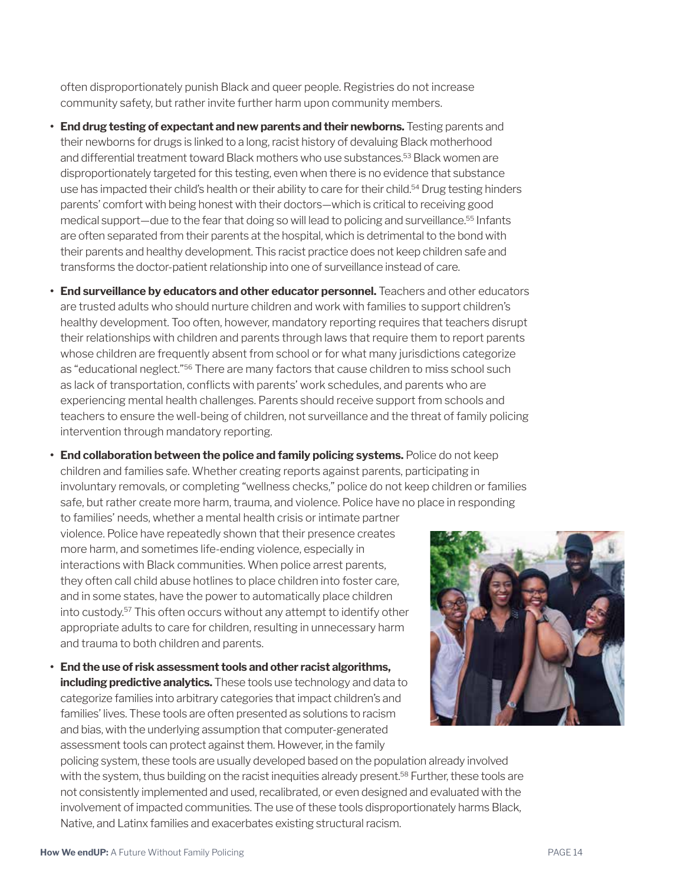often disproportionately punish Black and queer people. Registries do not increase community safety, but rather invite further harm upon community members.

- **End drug testing of expectant and new parents and their newborns.** Testing parents and their newborns for drugs is linked to a long, racist history of devaluing Black motherhood and differential treatment toward Black mothers who use substances.[53] Black women are disproportionately targeted for this testing, even when there is no evidence that substance use has impacted their child's health or their ability to care for their child.[54] Drug testing hinders parents' comfort with being honest with their doctors—which is critical to receiving good medical support—due to the fear that doing so will lead to policing and surveillance.[55] Infants are often separated from their parents at the hospital, which is detrimental to the bond with their parents and healthy development. This racist practice does not keep children safe and transforms the doctor-patient relationship into one of surveillance instead of care.
- **End surveillance by educators and other educator personnel.** Teachers and other educators are trusted adults who should nurture children and work with families to support children's healthy development. Too often, however, mandatory reporting requires that teachers disrupt their relationships with children and parents through laws that require them to report parents whose children are frequently absent from school or for what many jurisdictions categorize as "educational neglect."[56] There are many factors that cause children to miss school such as lack of transportation, conflicts with parents' work schedules, and parents who are experiencing mental health challenges. Parents should receive support from schools and teachers to ensure the well-being of children, not surveillance and the threat of family policing intervention through mandatory reporting.
- **End collaboration between the police and family policing systems.** Police do not keep children and families safe. Whether creating reports against parents, participating in involuntary removals, or completing "wellness checks," police do not keep children or families safe, but rather create more harm, trauma, and violence. Police have no place in responding to families' needs, whether a mental health crisis or intimate partner violence. Police have repeatedly shown that their presence creates more harm, and sometimes life-ending violence, especially in interactions with Black communities. When police arrest parents, they often call child abuse hotlines to place children into foster care, and in some states, have the power to automatically place children into custody.[57] This often occurs without any attempt to identify other appropriate adults to care for children, resulting in unnecessary harm and trauma to both children and parents.
- **End the use of risk assessment tools and other racist algorithms, including predictive analytics.** These tools use technology and data to categorize families into arbitrary categories that impact children's and families' lives. These tools are often presented as solutions to racism and bias, with the underlying assumption that computer-generated assessment tools can protect against them. However, in the family policing system, these tools are usually developed based on the population already involved with the system, thus building on the racist inequities already present.[58] Further, these tools are not consistently implemented and used, recalibrated, or even designed and evaluated with the involvement of impacted communities. The use of these tools disproportionately harms Black, Native, and Latinx families and exacerbates existing structural racism.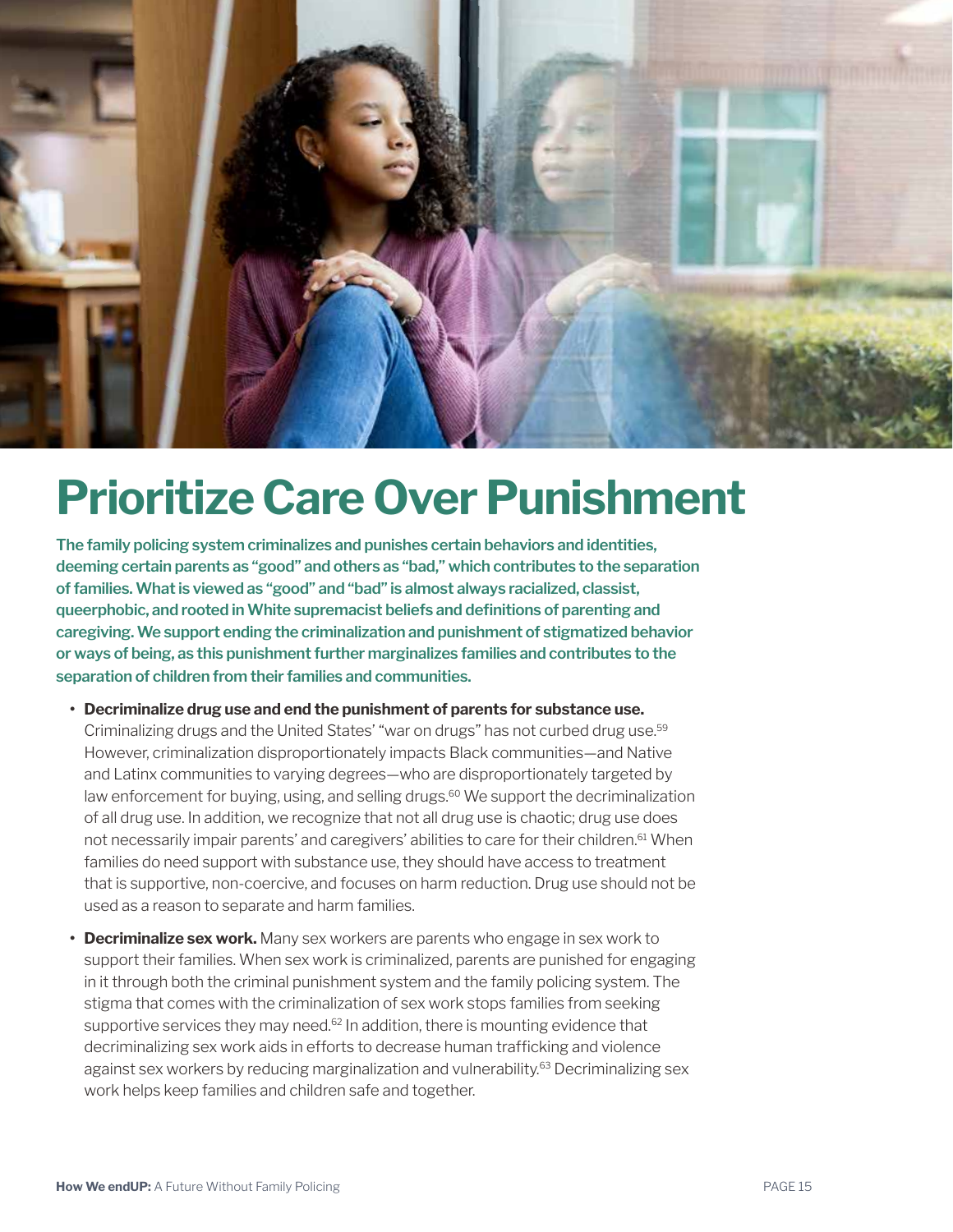# Prioritize Care Over Punishment

**The family policing system criminalizes and punishes certain behaviors and identities, deeming certain parents as "good" and others as "bad," which contributes to the separation of families. What is viewed as "good" and "bad" is almost always racialized, classist, queerphobic, and rooted in White supremacist beliefs and definitions of parenting and caregiving. We support ending the criminalization and punishment of stigmatized behavior or ways of being, as this punishment further marginalizes families and contributes to the separation of children from their families and communities.**

- **Decriminalize drug use and end the punishment of parents for substance use.** Criminalizing drugs and the United States' "war on drugs" has not curbed drug use.[59] However, criminalization disproportionately impacts Black communities—and Native and Latinx communities to varying degrees—who are disproportionately targeted by law enforcement for buying, using, and selling drugs.[60] We support the decriminalization of all drug use. In addition, we recognize that not all drug use is chaotic; drug use does not necessarily impair parents' and caregivers' abilities to care for their children.[61] When families do need support with substance use, they should have access to treatment that is supportive, non-coercive, and focuses on harm reduction. Drug use should not be used as a reason to separate and harm families.

- **Decriminalize sex work.** Many sex workers are parents who engage in sex work to support their families. When sex work is criminalized, parents are punished for engaging in it through both the criminal punishment system and the family policing system. The stigma that comes with the criminalization of sex work stops families from seeking supportive services they may need.[62] In addition, there is mounting evidence that decriminalizing sex work aids in efforts to decrease human trafficking and violence against sex workers by reducing marginalization and vulnerability.[63] Decriminalizing sex work helps keep families and children safe and together.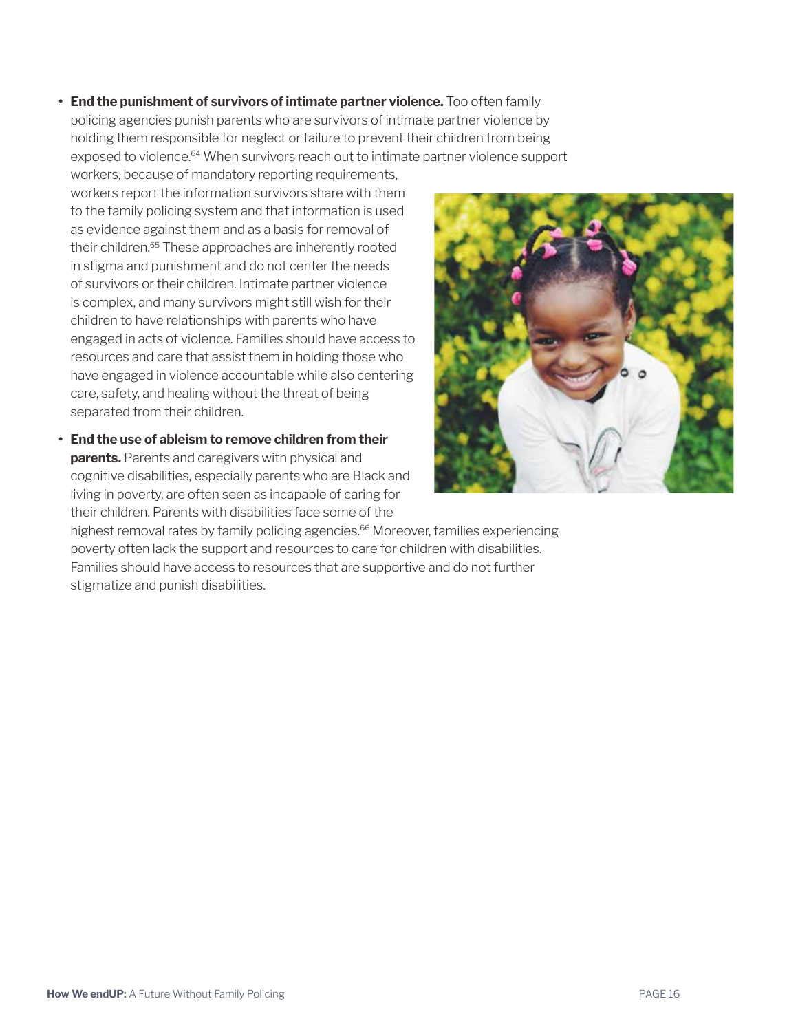- **End the punishment of survivors of intimate partner violence.** Too often family policing agencies punish parents who are survivors of intimate partner violence by holding them responsible for neglect or failure to prevent their children from being exposed to violence.[64] When survivors reach out to intimate partner violence support workers, because of mandatory reporting requirements, workers report the information survivors share with them to the family policing system and that information is used as evidence against them and as a basis for removal of their children.[65] These approaches are inherently rooted in stigma and punishment and do not center the needs of survivors or their children. Intimate partner violence is complex, and many survivors might still wish for their children to have relationships with parents who have engaged in acts of violence. Families should have access to resources and care that assist them in holding those who have engaged in violence accountable while also centering care, safety, and healing without the threat of being separated from their children.
- **End the use of ableism to remove children from their parents.** Parents and caregivers with physical and cognitive disabilities, especially parents who are Black and living in poverty, are often seen as incapable of caring for their children. Parents with disabilities face some of the highest removal rates by family policing agencies.[66] Moreover, families experiencing poverty often lack the support and resources to care for children with disabilities. Families should have access to resources that are supportive and do not further stigmatize and punish disabilities.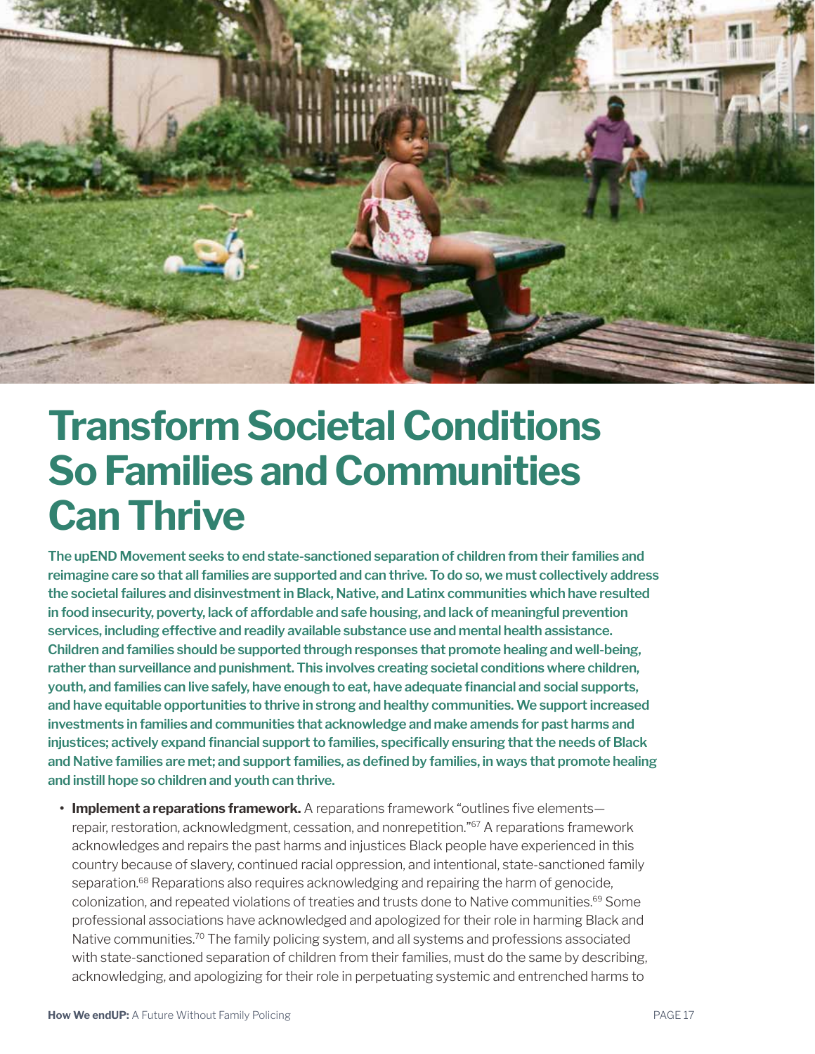# Transform Societal Conditions So Families and Communities Can Thrive

**The upEND Movement seeks to end state-sanctioned separation of children from their families and reimagine care so that all families are supported and can thrive. To do so, we must collectively address the societal failures and disinvestment in Black, Native, and Latinx communities which have resulted in food insecurity, poverty, lack of affordable and safe housing, and lack of meaningful prevention services, including effective and readily available substance use and mental health assistance. Children and families should be supported through responses that promote healing and well-being, rather than surveillance and punishment. This involves creating societal conditions where children, youth, and families can live safely, have enough to eat, have adequate financial and social supports, and have equitable opportunities to thrive in strong and healthy communities. We support increased investments in families and communities that acknowledge and make amends for past harms and injustices; actively expand financial support to families, specifically ensuring that the needs of Black and Native families are met; and support families, as defined by families, in ways that promote healing and instill hope so children and youth can thrive.**

- **Implement a reparations framework.** A reparations framework "outlines five elements—repair, restoration, acknowledgment, cessation, and nonrepetition."[67] A reparations framework acknowledges and repairs the past harms and injustices Black people have experienced in this country because of slavery, continued racial oppression, and intentional, state-sanctioned family separation.[68] Reparations also requires acknowledging and repairing the harm of genocide, colonization, and repeated violations of treaties and trusts done to Native communities.[69] Some professional associations have acknowledged and apologized for their role in harming Black and Native communities.[70] The family policing system, and all systems and professions associated with state-sanctioned separation of children from their families, must do the same by describing, acknowledging, and apologizing for their role in perpetuating systemic and entrenched harms to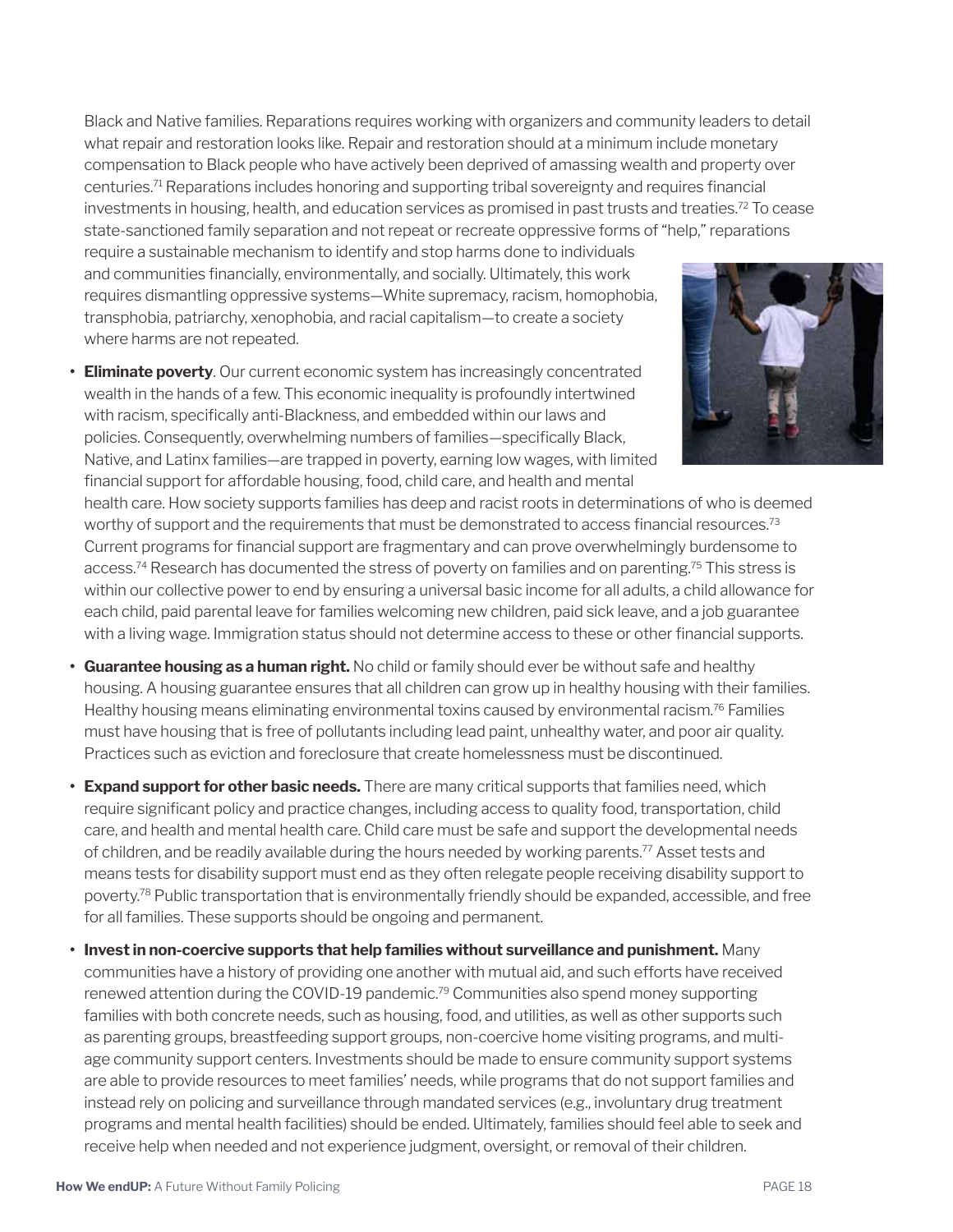Black and Native families. Reparations requires working with organizers and community leaders to detail what repair and restoration looks like. Repair and restoration should at a minimum include monetary compensation to Black people who have actively been deprived of amassing wealth and property over centuries.[71] Reparations includes honoring and supporting tribal sovereignty and requires financial investments in housing, health, and education services as promised in past trusts and treaties.[72] To cease state-sanctioned family separation and not repeat or recreate oppressive forms of "help," reparations require a sustainable mechanism to identify and stop harms done to individuals and communities financially, environmentally, and socially. Ultimately, this work requires dismantling oppressive systems—White supremacy, racism, homophobia, transphobia, patriarchy, xenophobia, and racial capitalism—to create a society where harms are not repeated.

- **Eliminate poverty**. Our current economic system has increasingly concentrated wealth in the hands of a few. This economic inequality is profoundly intertwined with racism, specifically anti-Blackness, and embedded within our laws and policies. Consequently, overwhelming numbers of families—specifically Black, Native, and Latinx families—are trapped in poverty, earning low wages, with limited financial support for affordable housing, food, child care, and health and mental health care. How society supports families has deep and racist roots in determinations of who is deemed worthy of support and the requirements that must be demonstrated to access financial resources.[73] Current programs for financial support are fragmentary and can prove overwhelmingly burdensome to access.[74] Research has documented the stress of poverty on families and on parenting.[75] This stress is within our collective power to end by ensuring a universal basic income for all adults, a child allowance for each child, paid parental leave for families welcoming new children, paid sick leave, and a job guarantee with a living wage. Immigration status should not determine access to these or other financial supports.

- **Guarantee housing as a human right.** No child or family should ever be without safe and healthy housing. A housing guarantee ensures that all children can grow up in healthy housing with their families. Healthy housing means eliminating environmental toxins caused by environmental racism.[76] Families must have housing that is free of pollutants including lead paint, unhealthy water, and poor air quality. Practices such as eviction and foreclosure that create homelessness must be discontinued.

- **Expand support for other basic needs.** There are many critical supports that families need, which require significant policy and practice changes, including access to quality food, transportation, child care, and health and mental health care. Child care must be safe and support the developmental needs of children, and be readily available during the hours needed by working parents.[77] Asset tests and means tests for disability support must end as they often relegate people receiving disability support to poverty.[78] Public transportation that is environmentally friendly should be expanded, accessible, and free for all families. These supports should be ongoing and permanent.

- **Invest in non-coercive supports that help families without surveillance and punishment.** Many communities have a history of providing one another with mutual aid, and such efforts have received renewed attention during the COVID-19 pandemic.[79] Communities also spend money supporting families with both concrete needs, such as housing, food, and utilities, as well as other supports such as parenting groups, breastfeeding support groups, non-coercive home visiting programs, and multi-age community support centers. Investments should be made to ensure community support systems are able to provide resources to meet families' needs, while programs that do not support families and instead rely on policing and surveillance through mandated services (e.g., involuntary drug treatment programs and mental health facilities) should be ended. Ultimately, families should feel able to seek and receive help when needed and not experience judgment, oversight, or removal of their children.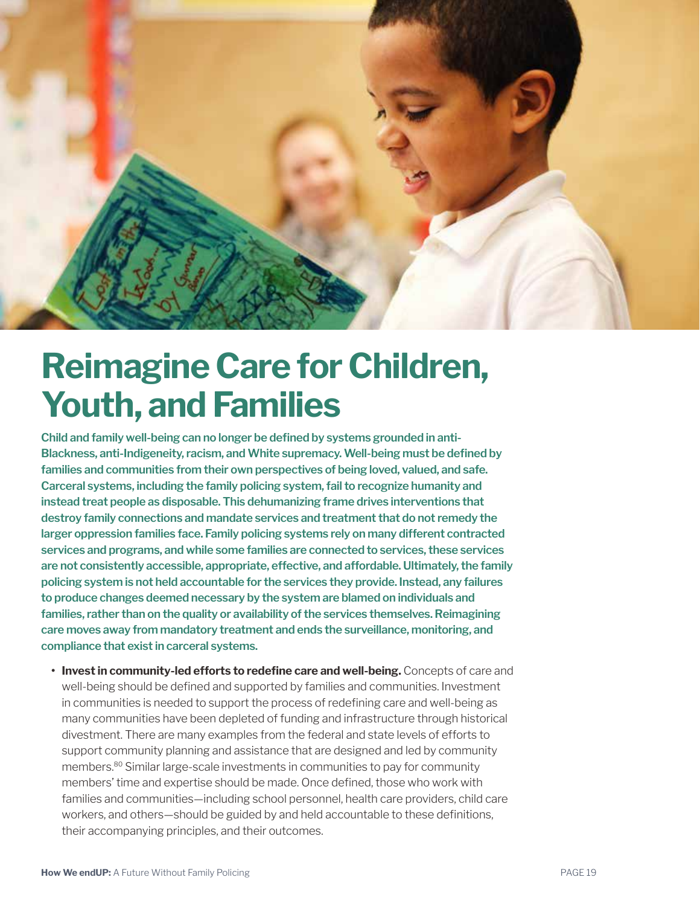# Reimagine Care for Children, Youth, and Families

**Child and family well-being can no longer be defined by systems grounded in anti-Blackness, anti-Indigeneity, racism, and White supremacy. Well-being must be defined by families and communities from their own perspectives of being loved, valued, and safe. Carceral systems, including the family policing system, fail to recognize humanity and instead treat people as disposable. This dehumanizing frame drives interventions that destroy family connections and mandate services and treatment that do not remedy the larger oppression families face. Family policing systems rely on many different contracted services and programs, and while some families are connected to services, these services are not consistently accessible, appropriate, effective, and affordable. Ultimately, the family policing system is not held accountable for the services they provide. Instead, any failures to produce changes deemed necessary by the system are blamed on individuals and families, rather than on the quality or availability of the services themselves. Reimagining care moves away from mandatory treatment and ends the surveillance, monitoring, and compliance that exist in carceral systems.**

- **Invest in community-led efforts to redefine care and well-being.** Concepts of care and well-being should be defined and supported by families and communities. Investment in communities is needed to support the process of redefining care and well-being as many communities have been depleted of funding and infrastructure through historical divestment. There are many examples from the federal and state levels of efforts to support community planning and assistance that are designed and led by community members.[80] Similar large-scale investments in communities to pay for community members' time and expertise should be made. Once defined, those who work with families and communities—including school personnel, health care providers, child care workers, and others—should be guided by and held accountable to these definitions, their accompanying principles, and their outcomes.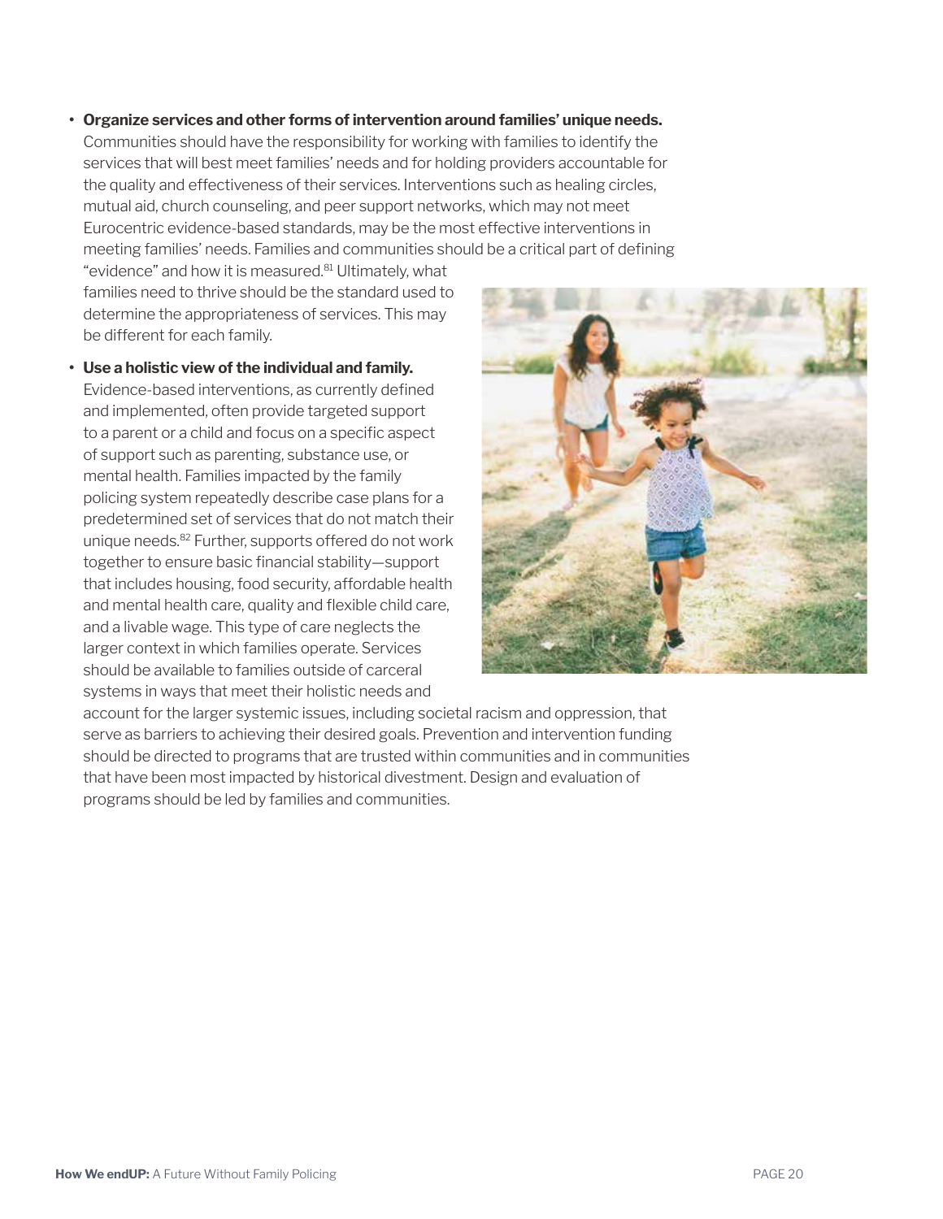- **Organize services and other forms of intervention around families' unique needs.** Communities should have the responsibility for working with families to identify the services that will best meet families' needs and for holding providers accountable for the quality and effectiveness of their services. Interventions such as healing circles, mutual aid, church counseling, and peer support networks, which may not meet Eurocentric evidence-based standards, may be the most effective interventions in meeting families' needs. Families and communities should be a critical part of defining "evidence" and how it is measured.[81] Ultimately, what families need to thrive should be the standard used to determine the appropriateness of services. This may be different for each family.

- **Use a holistic view of the individual and family.** Evidence-based interventions, as currently defined and implemented, often provide targeted support to a parent or a child and focus on a specific aspect of support such as parenting, substance use, or mental health. Families impacted by the family policing system repeatedly describe case plans for a predetermined set of services that do not match their unique needs.[82] Further, supports offered do not work together to ensure basic financial stability—support that includes housing, food security, affordable health and mental health care, quality and flexible child care, and a livable wage. This type of care neglects the larger context in which families operate. Services should be available to families outside of carceral systems in ways that meet their holistic needs and account for the larger systemic issues, including societal racism and oppression, that serve as barriers to achieving their desired goals. Prevention and intervention funding should be directed to programs that are trusted within communities and in communities that have been most impacted by historical divestment. Design and evaluation of programs should be led by families and communities.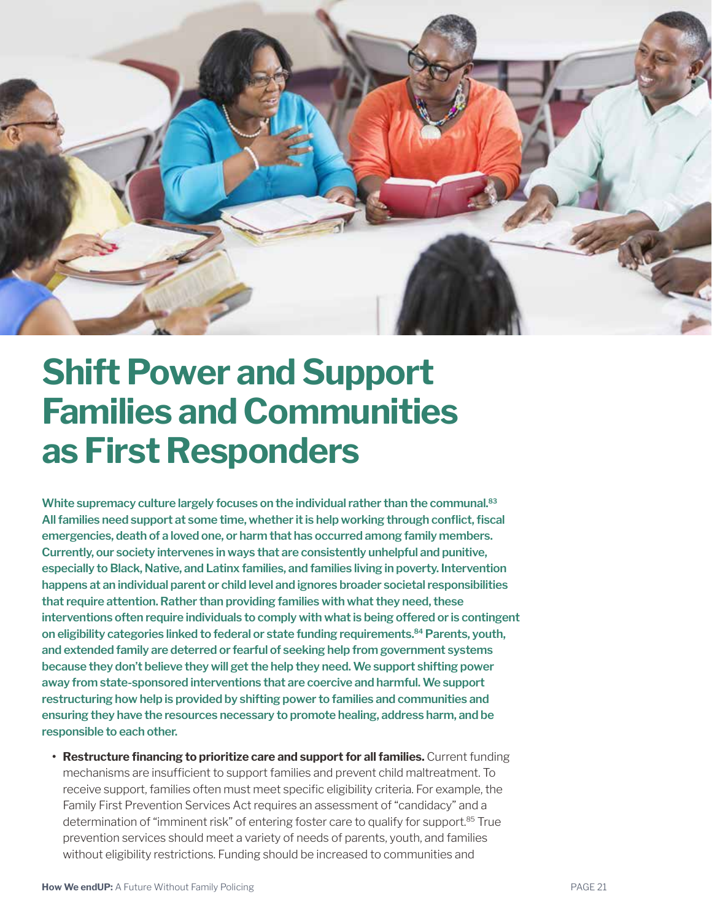# Shift Power and Support Families and Communities as First Responders

**White supremacy culture largely focuses on the individual rather than the communal.[83] All families need support at some time, whether it is help working through conflict, fiscal emergencies, death of a loved one, or harm that has occurred among family members. Currently, our society intervenes in ways that are consistently unhelpful and punitive, especially to Black, Native, and Latinx families, and families living in poverty. Intervention happens at an individual parent or child level and ignores broader societal responsibilities that require attention. Rather than providing families with what they need, these interventions often require individuals to comply with what is being offered or is contingent on eligibility categories linked to federal or state funding requirements.[84] Parents, youth, and extended family are deterred or fearful of seeking help from government systems because they don't believe they will get the help they need. We support shifting power away from state-sponsored interventions that are coercive and harmful. We support restructuring how help is provided by shifting power to families and communities and ensuring they have the resources necessary to promote healing, address harm, and be responsible to each other.**

- **Restructure financing to prioritize care and support for all families.** Current funding mechanisms are insufficient to support families and prevent child maltreatment. To receive support, families often must meet specific eligibility criteria. For example, the Family First Prevention Services Act requires an assessment of "candidacy" and a determination of "imminent risk" of entering foster care to qualify for support.[85] True prevention services should meet a variety of needs of parents, youth, and families without eligibility restrictions. Funding should be increased to communities and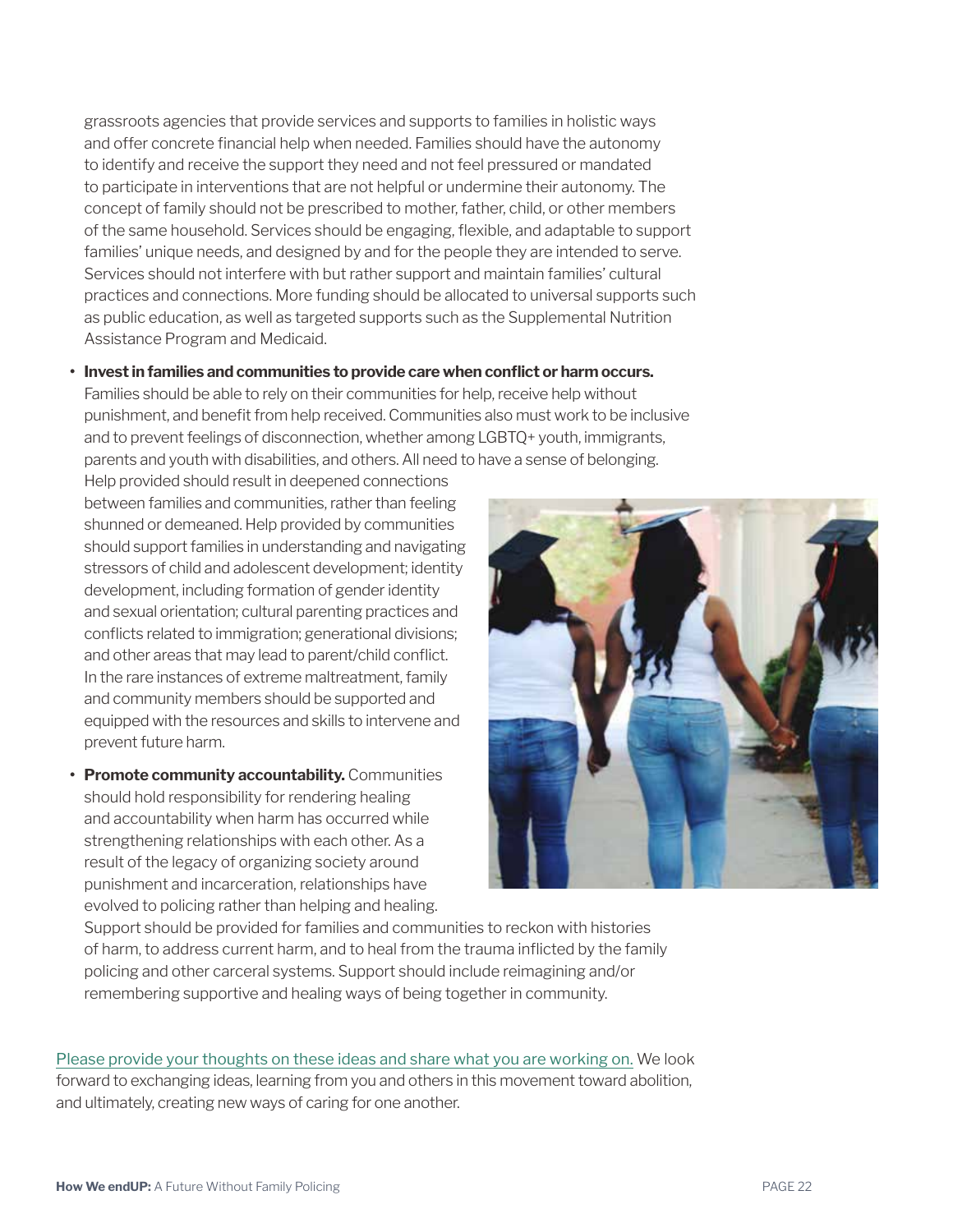grassroots agencies that provide services and supports to families in holistic ways and offer concrete financial help when needed. Families should have the autonomy to identify and receive the support they need and not feel pressured or mandated to participate in interventions that are not helpful or undermine their autonomy. The concept of family should not be prescribed to mother, father, child, or other members of the same household. Services should be engaging, flexible, and adaptable to support families' unique needs, and designed by and for the people they are intended to serve. Services should not interfere with but rather support and maintain families' cultural practices and connections. More funding should be allocated to universal supports such as public education, as well as targeted supports such as the Supplemental Nutrition Assistance Program and Medicaid.

- **Invest in families and communities to provide care when conflict or harm occurs.** Families should be able to rely on their communities for help, receive help without punishment, and benefit from help received. Communities also must work to be inclusive and to prevent feelings of disconnection, whether among LGBTQ+ youth, immigrants, parents and youth with disabilities, and others. All need to have a sense of belonging. Help provided should result in deepened connections between families and communities, rather than feeling shunned or demeaned. Help provided by communities should support families in understanding and navigating stressors of child and adolescent development; identity development, including formation of gender identity and sexual orientation; cultural parenting practices and conflicts related to immigration; generational divisions; and other areas that may lead to parent/child conflict. In the rare instances of extreme maltreatment, family and community members should be supported and equipped with the resources and skills to intervene and prevent future harm.

- **Promote community accountability.** Communities should hold responsibility for rendering healing and accountability when harm has occurred while strengthening relationships with each other. As a result of the legacy of organizing society around punishment and incarceration, relationships have evolved to policing rather than helping and healing. Support should be provided for families and communities to reckon with histories of harm, to address current harm, and to heal from the trauma inflicted by the family policing and other carceral systems. Support should include reimagining and/or remembering supportive and healing ways of being together in community.

Please provide your thoughts on these ideas and share what you are working on. We look forward to exchanging ideas, learning from you and others in this movement toward abolition, and ultimately, creating new ways of caring for one another.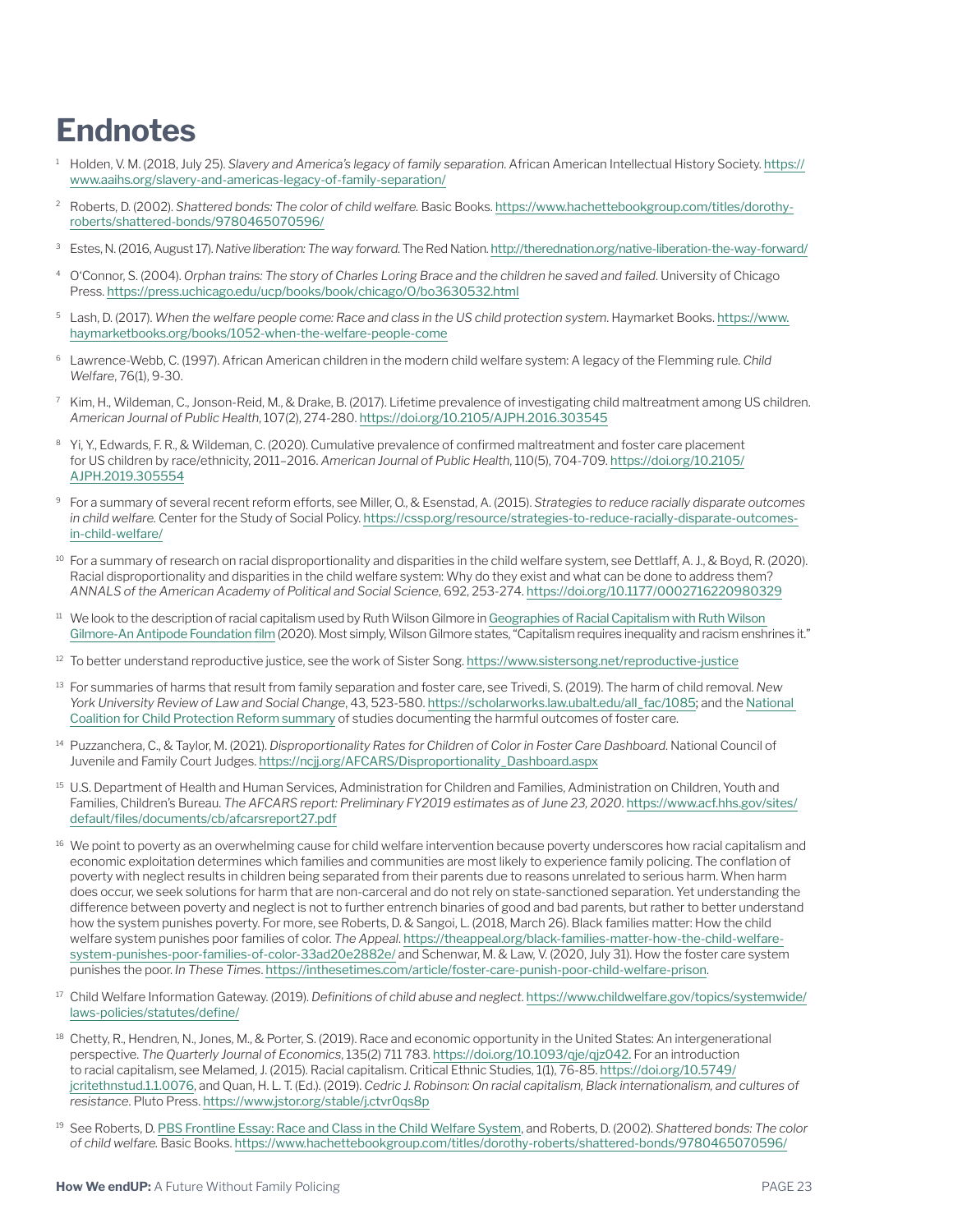# Endnotes

[1] Holden, V. M. (2018, July 25). *Slavery and America's legacy of family separation.* African American Intellectual History Society. https://www.aaihs.org/slavery-and-americas-legacy-of-family-separation/

[2] Roberts, D. (2002). *Shattered bonds: The color of child welfare.* Basic Books. https://www.hachettebookgroup.com/titles/dorothy-roberts/shattered-bonds/9780465070596/

[3] Estes, N. (2016, August 17). *Native liberation: The way forward.* The Red Nation. http://therednation.org/native-liberation-the-way-forward/

[4] O'Connor, S. (2004). *Orphan trains: The story of Charles Loring Brace and the children he saved and failed*. University of Chicago Press. https://press.uchicago.edu/ucp/books/book/chicago/O/bo3630532.html

[5] Lash, D. (2017). *When the welfare people come: Race and class in the US child protection system*. Haymarket Books. https://www.haymarketbooks.org/books/1052-when-the-welfare-people-come

[6] Lawrence-Webb, C. (1997). African American children in the modern child welfare system: A legacy of the Flemming rule. *Child Welfare*, 76(1), 9-30.

[7] Kim, H., Wildeman, C., Jonson-Reid, M., & Drake, B. (2017). Lifetime prevalence of investigating child maltreatment among US children. *American Journal of Public Health*, 107(2), 274-280. https://doi.org/10.2105/AJPH.2016.303545

[8] Yi, Y., Edwards, F. R., & Wildeman, C. (2020). Cumulative prevalence of confirmed maltreatment and foster care placement for US children by race/ethnicity, 2011–2016. *American Journal of Public Health*, 110(5), 704-709. https://doi.org/10.2105/AJPH.2019.305554

[9] For a summary of several recent reform efforts, see Miller, O., & Esenstad, A. (2015). *Strategies to reduce racially disparate outcomes in child welfare.* Center for the Study of Social Policy. https://cssp.org/resource/strategies-to-reduce-racially-disparate-outcomes-in-child-welfare/

[10] For a summary of research on racial disproportionality and disparities in the child welfare system, see Dettlaff, A. J., & Boyd, R. (2020). Racial disproportionality and disparities in the child welfare system: Why do they exist and what can be done to address them? *ANNALS of the American Academy of Political and Social Science*, 692, 253-274. https://doi.org/10.1177/0002716220980329

[11] We look to the description of racial capitalism used by Ruth Wilson Gilmore in Geographies of Racial Capitalism with Ruth Wilson Gilmore-An Antipode Foundation film (2020). Most simply, Wilson Gilmore states, "Capitalism requires inequality and racism enshrines it."

[12] To better understand reproductive justice, see the work of Sister Song. https://www.sistersong.net/reproductive-justice

[13] For summaries of harms that result from family separation and foster care, see Trivedi, S. (2019). The harm of child removal. *New York University Review of Law and Social Change*, 43, 523-580. https://scholarworks.law.ubalt.edu/all_fac/1085; and the National Coalition for Child Protection Reform summary of studies documenting the harmful outcomes of foster care.

[14] Puzzanchera, C., & Taylor, M. (2021). *Disproportionality Rates for Children of Color in Foster Care Dashboard.* National Council of Juvenile and Family Court Judges. https://ncjj.org/AFCARS/Disproportionality_Dashboard.aspx

[15] U.S. Department of Health and Human Services, Administration for Children and Families, Administration on Children, Youth and Families, Children's Bureau. *The AFCARS report: Preliminary FY2019 estimates as of June 23, 2020*. https://www.acf.hhs.gov/sites/default/files/documents/cb/afcarsreport27.pdf

[16] We point to poverty as an overwhelming cause for child welfare intervention because poverty underscores how racial capitalism and economic exploitation determines which families and communities are most likely to experience family policing. The conflation of poverty with neglect results in children being separated from their parents due to reasons unrelated to serious harm. When harm does occur, we seek solutions for harm that are non-carceral and do not rely on state-sanctioned separation. Yet understanding the difference between poverty and neglect is not to further entrench binaries of good and bad parents, but rather to better understand how the system punishes poverty. For more, see Roberts, D. & Sangoi, L. (2018, March 26). Black families matter: How the child welfare system punishes poor families of color. *The Appeal*. https://theappeal.org/black-families-matter-how-the-child-welfare-system-punishes-poor-families-of-color-33ad20e2882e/ and Schenwar, M. & Law, V. (2020, July 31). How the foster care system punishes the poor. *In These Times*. https://inthesetimes.com/article/foster-care-punish-poor-child-welfare-prison.

[17] Child Welfare Information Gateway. (2019). *Definitions of child abuse and neglect*. https://www.childwelfare.gov/topics/systemwide/laws-policies/statutes/define/

[18] Chetty, R., Hendren, N., Jones, M., & Porter, S. (2019). Race and economic opportunity in the United States: An intergenerational perspective. *The Quarterly Journal of Economics*, 135(2) 711 783. https://doi.org/10.1093/qje/qjz042. For an introduction to racial capitalism, see Melamed, J. (2015). Racial capitalism. Critical Ethnic Studies, 1(1), 76-85. https://doi.org/10.5749/jcritethnstud.1.1.0076, and Quan, H. L. T. (Ed.). (2019). *Cedric J. Robinson: On racial capitalism, Black internationalism, and cultures of resistance*. Pluto Press. https://www.jstor.org/stable/j.ctvr0qs8p

[19] See Roberts, D. PBS Frontline Essay: Race and Class in the Child Welfare System, and Roberts, D. (2002). *Shattered bonds: The color of child welfare.* Basic Books. https://www.hachettebookgroup.com/titles/dorothy-roberts/shattered-bonds/9780465070596/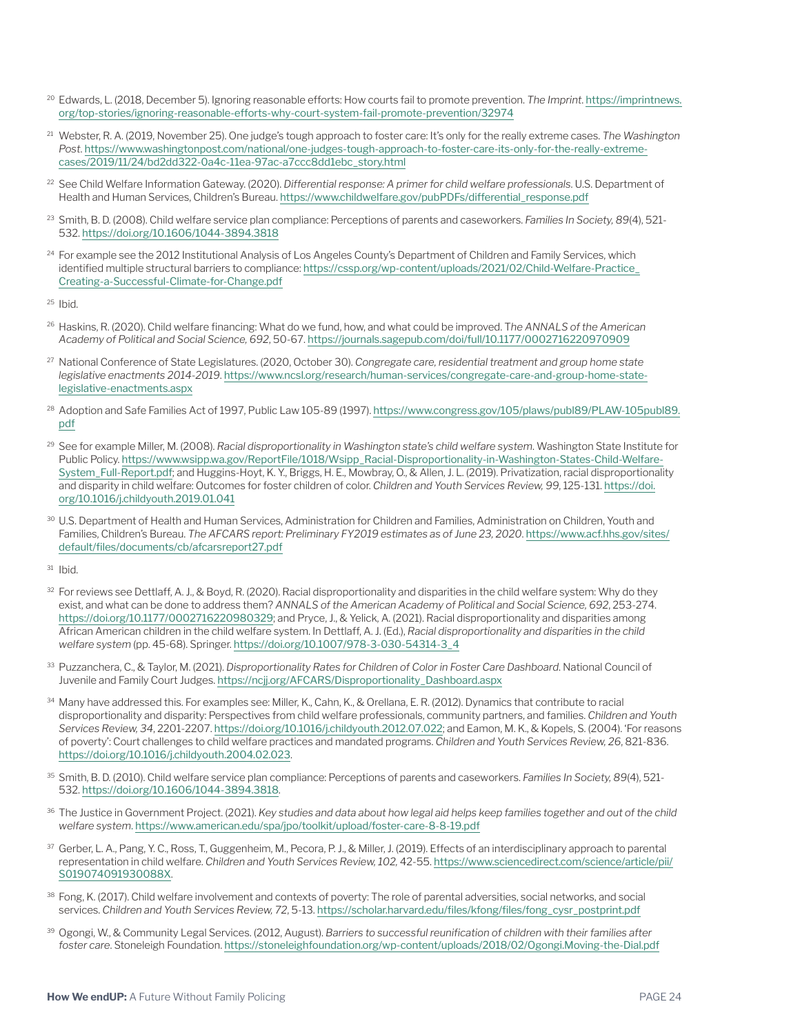[20] Edwards, L. (2018, December 5). Ignoring reasonable efforts: How courts fail to promote prevention. *The Imprint*. https://imprintnews.org/top-stories/ignoring-reasonable-efforts-why-court-system-fail-promote-prevention/32974

[21] Webster, R. A. (2019, November 25). One judge's tough approach to foster care: It's only for the really extreme cases. *The Washington Post*. https://www.washingtonpost.com/national/one-judges-tough-approach-to-foster-care-its-only-for-the-really-extreme-cases/2019/11/24/bd2dd322-0a4c-11ea-97ac-a7ccc8dd1ebc_story.html

[22] See Child Welfare Information Gateway. (2020). *Differential response: A primer for child welfare professionals*. U.S. Department of Health and Human Services, Children's Bureau. https://www.childwelfare.gov/pubPDFs/differential_response.pdf

[23] Smith, B. D. (2008). Child welfare service plan compliance: Perceptions of parents and caseworkers. *Families In Society, 89*(4), 521-532. https://doi.org/10.1606/1044-3894.3818

[24] For example see the 2012 Institutional Analysis of Los Angeles County's Department of Children and Family Services, which identified multiple structural barriers to compliance: https://cssp.org/wp-content/uploads/2021/02/Child-Welfare-Practice_Creating-a-Successful-Climate-for-Change.pdf

[25] Ibid.

[26] Haskins, R. (2020). Child welfare financing: What do we fund, how, and what could be improved. *The ANNALS of the American Academy of Political and Social Science, 692*, 50-67. https://journals.sagepub.com/doi/full/10.1177/0002716220970909

[27] National Conference of State Legislatures. (2020, October 30). *Congregate care, residential treatment and group home state legislative enactments 2014-2019*. https://www.ncsl.org/research/human-services/congregate-care-and-group-home-state-legislative-enactments.aspx

[28] Adoption and Safe Families Act of 1997, Public Law 105-89 (1997). https://www.congress.gov/105/plaws/publ89/PLAW-105publ89.pdf

[29] See for example Miller, M. (2008). *Racial disproportionality in Washington state's child welfare system*. Washington State Institute for Public Policy. https://www.wsipp.wa.gov/ReportFile/1018/Wsipp_Racial-Disproportionality-in-Washington-States-Child-Welfare-System_Full-Report.pdf; and Huggins-Hoyt, K. Y., Briggs, H. E., Mowbray, O., & Allen, J. L. (2019). Privatization, racial disproportionality and disparity in child welfare: Outcomes for foster children of color. *Children and Youth Services Review, 99*, 125-131. https://doi.org/10.1016/j.childyouth.2019.01.041

[30] U.S. Department of Health and Human Services, Administration for Children and Families, Administration on Children, Youth and Families, Children's Bureau. *The AFCARS report: Preliminary FY2019 estimates as of June 23, 2020*. https://www.acf.hhs.gov/sites/default/files/documents/cb/afcarsreport27.pdf

[31] Ibid.

[32] For reviews see Dettlaff, A. J., & Boyd, R. (2020). Racial disproportionality and disparities in the child welfare system: Why do they exist, and what can be done to address them? *ANNALS of the American Academy of Political and Social Science, 692*, 253-274. https://doi.org/10.1177/0002716220980329; and Pryce, J., & Yelick, A. (2021). Racial disproportionality and disparities among African American children in the child welfare system. In Dettlaff, A. J. (Ed.), *Racial disproportionality and disparities in the child welfare system* (pp. 45-68). Springer. https://doi.org/10.1007/978-3-030-54314-3_4

[33] Puzzanchera, C., & Taylor, M. (2021). *Disproportionality Rates for Children of Color in Foster Care Dashboard*. National Council of Juvenile and Family Court Judges. https://ncjj.org/AFCARS/Disproportionality_Dashboard.aspx

[34] Many have addressed this. For examples see: Miller, K., Cahn, K., & Orellana, E. R. (2012). Dynamics that contribute to racial disproportionality and disparity: Perspectives from child welfare professionals, community partners, and families. *Children and Youth Services Review, 34*, 2201-2207. https://doi.org/10.1016/j.childyouth.2012.07.022; and Eamon, M. K., & Kopels, S. (2004). 'For reasons of poverty': Court challenges to child welfare practices and mandated programs. *Children and Youth Services Review, 26*, 821-836. https://doi.org/10.1016/j.childyouth.2004.02.023.

[35] Smith, B. D. (2010). Child welfare service plan compliance: Perceptions of parents and caseworkers. *Families In Society, 89*(4), 521-532. https://doi.org/10.1606/1044-3894.3818.

[36] The Justice in Government Project. (2021). *Key studies and data about how legal aid helps keep families together and out of the child welfare system*. https://www.american.edu/spa/jpo/toolkit/upload/foster-care-8-8-19.pdf

[37] Gerber, L. A., Pang, Y. C., Ross, T., Guggenheim, M., Pecora, P. J., & Miller, J. (2019). Effects of an interdisciplinary approach to parental representation in child welfare. *Children and Youth Services Review, 102*, 42-55. https://www.sciencedirect.com/science/article/pii/S019074091930088X.

[38] Fong, K. (2017). Child welfare involvement and contexts of poverty: The role of parental adversities, social networks, and social services. *Children and Youth Services Review, 72*, 5-13. https://scholar.harvard.edu/files/kfong/files/fong_cysr_postprint.pdf

[39] Ogongi, W., & Community Legal Services. (2012, August). *Barriers to successful reunification of children with their families after foster care*. Stoneleigh Foundation. https://stoneleighfoundation.org/wp-content/uploads/2018/02/Ogongi.Moving-the-Dial.pdf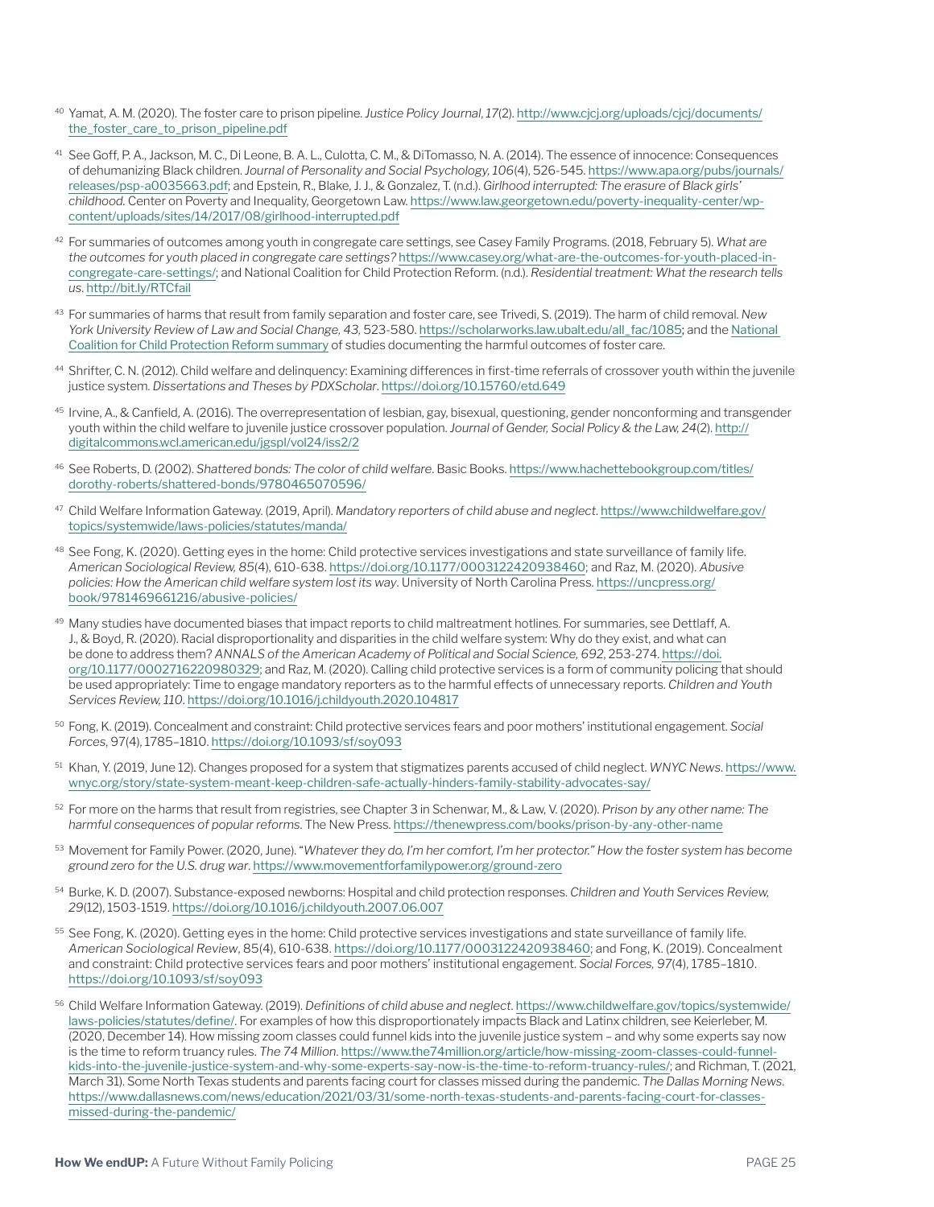[40] Yamat, A. M. (2020). The foster care to prison pipeline. *Justice Policy Journal*, *17*(2). http://www.cjcj.org/uploads/cjcj/documents/the_foster_care_to_prison_pipeline.pdf

[41] See Goff, P. A., Jackson, M. C., Di Leone, B. A. L., Culotta, C. M., & DiTomasso, N. A. (2014). The essence of innocence: Consequences of dehumanizing Black children. *Journal of Personality and Social Psychology, 106*(4), 526-545. https://www.apa.org/pubs/journals/releases/psp-a0035663.pdf; and Epstein, R., Blake, J. J., & Gonzalez, T. (n.d.). *Girlhood interrupted: The erasure of Black girls' childhood.* Center on Poverty and Inequality, Georgetown Law. https://www.law.georgetown.edu/poverty-inequality-center/wp-content/uploads/sites/14/2017/08/girlhood-interrupted.pdf

[42] For summaries of outcomes among youth in congregate care settings, see Casey Family Programs. (2018, February 5). *What are the outcomes for youth placed in congregate care settings?* https://www.casey.org/what-are-the-outcomes-for-youth-placed-in-congregate-care-settings/; and National Coalition for Child Protection Reform. (n.d.). *Residential treatment: What the research tells us.* http://bit.ly/RTCfail

[43] For summaries of harms that result from family separation and foster care, see Trivedi, S. (2019). The harm of child removal. *New York University Review of Law and Social Change, 43,* 523-580. https://scholarworks.law.ubalt.edu/all_fac/1085; and the National Coalition for Child Protection Reform summary of studies documenting the harmful outcomes of foster care.

[44] Shrifter, C. N. (2012). Child welfare and delinquency: Examining differences in first-time referrals of crossover youth within the juvenile justice system. *Dissertations and Theses by PDXScholar*. https://doi.org/10.15760/etd.649

[45] Irvine, A., & Canfield, A. (2016). The overrepresentation of lesbian, gay, bisexual, questioning, gender nonconforming and transgender youth within the child welfare to juvenile justice crossover population. *Journal of Gender, Social Policy & the Law, 24*(2). http://digitalcommons.wcl.american.edu/jgspl/vol24/iss2/2

[46] See Roberts, D. (2002). *Shattered bonds: The color of child welfare*. Basic Books. https://www.hachettebookgroup.com/titles/dorothy-roberts/shattered-bonds/9780465070596/

[47] Child Welfare Information Gateway. (2019, April). *Mandatory reporters of child abuse and neglect*. https://www.childwelfare.gov/topics/systemwide/laws-policies/statutes/manda/

[48] See Fong, K. (2020). Getting eyes in the home: Child protective services investigations and state surveillance of family life. *American Sociological Review, 85*(4), 610-638. https://doi.org/10.1177/0003122420938460; and Raz, M. (2020). *Abusive policies: How the American child welfare system lost its way*. University of North Carolina Press. https://uncpress.org/book/9781469661216/abusive-policies/

[49] Many studies have documented biases that impact reports to child maltreatment hotlines. For summaries, see Dettlaff, A. J., & Boyd, R. (2020). Racial disproportionality and disparities in the child welfare system: Why do they exist, and what can be done to address them? *ANNALS of the American Academy of Political and Social Science, 692*, 253-274. https://doi.org/10.1177/0002716220980329; and Raz, M. (2020). Calling child protective services is a form of community policing that should be used appropriately: Time to engage mandatory reporters as to the harmful effects of unnecessary reports. *Children and Youth Services Review, 110*. https://doi.org/10.1016/j.childyouth.2020.104817

[50] Fong, K. (2019). Concealment and constraint: Child protective services fears and poor mothers' institutional engagement. *Social Forces*, 97(4), 1785–1810. https://doi.org/10.1093/sf/soy093

[51] Khan, Y. (2019, June 12). Changes proposed for a system that stigmatizes parents accused of child neglect. *WNYC News*. https://www.wnyc.org/story/state-system-meant-keep-children-safe-actually-hinders-family-stability-advocates-say/

[52] For more on the harms that result from registries, see Chapter 3 in Schenwar, M., & Law, V. (2020). *Prison by any other name: The harmful consequences of popular reforms*. The New Press. https://thenewpress.com/books/prison-by-any-other-name

[53] Movement for Family Power. (2020, June). "*Whatever they do, I'm her comfort, I'm her protector." How the foster system has become ground zero for the U.S. drug war*. https://www.movementforfamilypower.org/ground-zero

[54] Burke, K. D. (2007). Substance-exposed newborns: Hospital and child protection responses. *Children and Youth Services Review, 29*(12), 1503-1519. https://doi.org/10.1016/j.childyouth.2007.06.007

[55] See Fong, K. (2020). Getting eyes in the home: Child protective services investigations and state surveillance of family life. *American Sociological Review*, 85(4), 610-638. https://doi.org/10.1177/0003122420938460; and Fong, K. (2019). Concealment and constraint: Child protective services fears and poor mothers' institutional engagement. *Social Forces, 97*(4), 1785–1810. https://doi.org/10.1093/sf/soy093

[56] Child Welfare Information Gateway. (2019). *Definitions of child abuse and neglect*. https://www.childwelfare.gov/topics/systemwide/laws-policies/statutes/define/. For examples of how this disproportionately impacts Black and Latinx children, see Keierleber, M. (2020, December 14). How missing zoom classes could funnel kids into the juvenile justice system – and why some experts say now is the time to reform truancy rules. *The 74 Million*. https://www.the74million.org/article/how-missing-zoom-classes-could-funnel-kids-into-the-juvenile-justice-system-and-why-some-experts-say-now-is-the-time-to-reform-truancy-rules/; and Richman, T. (2021, March 31). Some North Texas students and parents facing court for classes missed during the pandemic. *The Dallas Morning News*. https://www.dallasnews.com/news/education/2021/03/31/some-north-texas-students-and-parents-facing-court-for-classes-missed-during-the-pandemic/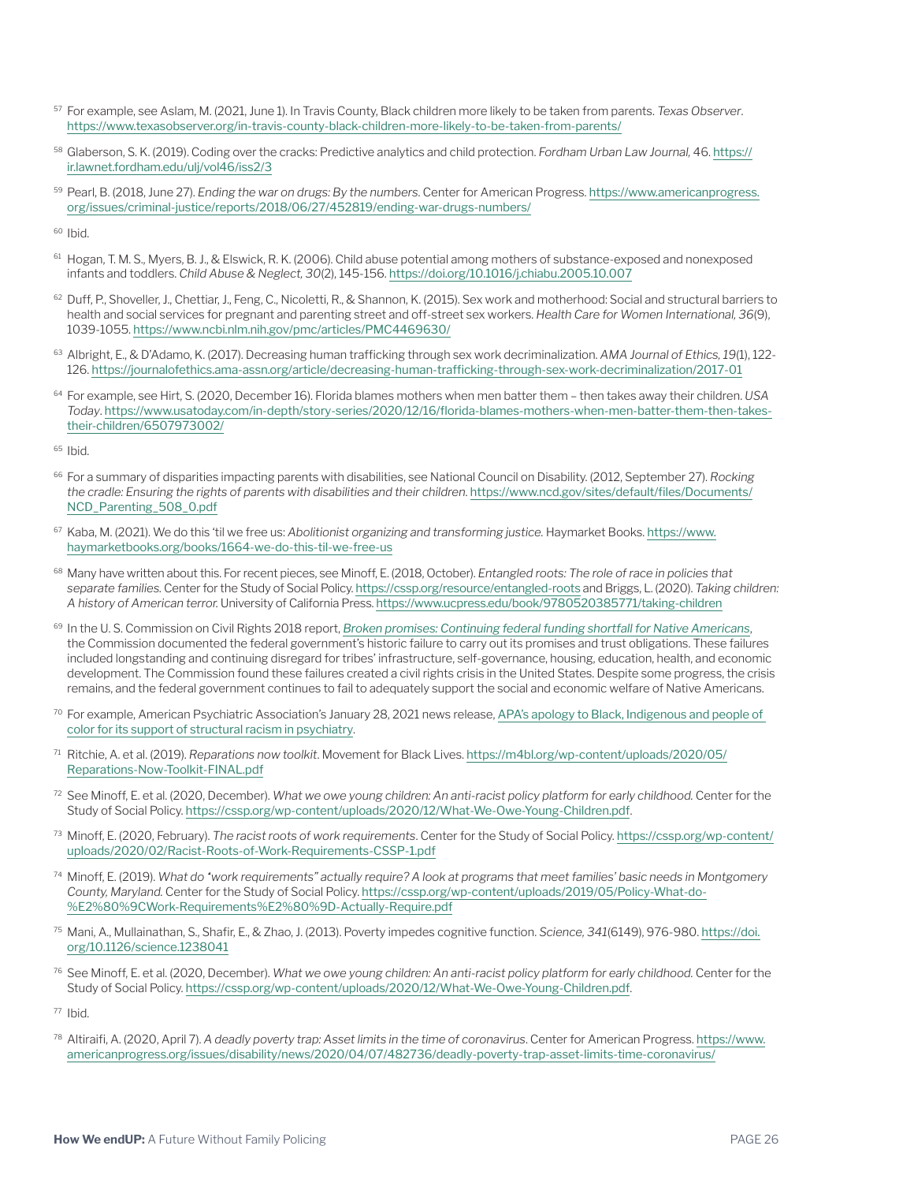[57] For example, see Aslam, M. (2021, June 1). In Travis County, Black children more likely to be taken from parents. *Texas Observer*. https://www.texasobserver.org/in-travis-county-black-children-more-likely-to-be-taken-from-parents/

[58] Glaberson, S. K. (2019). Coding over the cracks: Predictive analytics and child protection. *Fordham Urban Law Journal,* 46. https://ir.lawnet.fordham.edu/ulj/vol46/iss2/3

[59] Pearl, B. (2018, June 27). *Ending the war on drugs: By the numbers*. Center for American Progress. https://www.americanprogress.org/issues/criminal-justice/reports/2018/06/27/452819/ending-war-drugs-numbers/

[60] Ibid.

[61] Hogan, T. M. S., Myers, B. J., & Elswick, R. K. (2006). Child abuse potential among mothers of substance-exposed and nonexposed infants and toddlers. *Child Abuse & Neglect, 30*(2), 145-156. https://doi.org/10.1016/j.chiabu.2005.10.007

[62] Duff, P., Shoveller, J., Chettiar, J., Feng, C., Nicoletti, R., & Shannon, K. (2015). Sex work and motherhood: Social and structural barriers to health and social services for pregnant and parenting street and off-street sex workers. *Health Care for Women International, 36*(9), 1039-1055. https://www.ncbi.nlm.nih.gov/pmc/articles/PMC4469630/

[63] Albright, E., & D'Adamo, K. (2017). Decreasing human trafficking through sex work decriminalization. *AMA Journal of Ethics, 19*(1), 122-126. https://journalofethics.ama-assn.org/article/decreasing-human-trafficking-through-sex-work-decriminalization/2017-01

[64] For example, see Hirt, S. (2020, December 16). Florida blames mothers when men batter them – then takes away their children. *USA Today*. https://www.usatoday.com/in-depth/story-series/2020/12/16/florida-blames-mothers-when-men-batter-them-then-takes-their-children/6507973002/

[65] Ibid.

[66] For a summary of disparities impacting parents with disabilities, see National Council on Disability. (2012, September 27). *Rocking the cradle: Ensuring the rights of parents with disabilities and their children*. https://www.ncd.gov/sites/default/files/Documents/NCD_Parenting_508_0.pdf

[67] Kaba, M. (2021). We do this 'til we free us: *Abolitionist organizing and transforming justice*. Haymarket Books. https://www.haymarketbooks.org/books/1664-we-do-this-til-we-free-us

[68] Many have written about this. For recent pieces, see Minoff, E. (2018, October). *Entangled roots: The role of race in policies that separate families*. Center for the Study of Social Policy. https://cssp.org/resource/entangled-roots and Briggs, L. (2020). *Taking children: A history of American terror*. University of California Press. https://www.ucpress.edu/book/9780520385771/taking-children

[69] In the U. S. Commission on Civil Rights 2018 report, *Broken promises: Continuing federal funding shortfall for Native Americans*, the Commission documented the federal government's historic failure to carry out its promises and trust obligations. These failures included longstanding and continuing disregard for tribes' infrastructure, self-governance, housing, education, health, and economic development. The Commission found these failures created a civil rights crisis in the United States. Despite some progress, the crisis remains, and the federal government continues to fail to adequately support the social and economic welfare of Native Americans.

[70] For example, American Psychiatric Association's January 28, 2021 news release, APA's apology to Black, Indigenous and people of color for its support of structural racism in psychiatry.

[71] Ritchie, A. et al. (2019). *Reparations now toolkit*. Movement for Black Lives. https://m4bl.org/wp-content/uploads/2020/05/Reparations-Now-Toolkit-FINAL.pdf

[72] See Minoff, E. et al. (2020, December). *What we owe young children: An anti-racist policy platform for early childhood.* Center for the Study of Social Policy. https://cssp.org/wp-content/uploads/2020/12/What-We-Owe-Young-Children.pdf.

[73] Minoff, E. (2020, February). *The racist roots of work requirements*. Center for the Study of Social Policy. https://cssp.org/wp-content/uploads/2020/02/Racist-Roots-of-Work-Requirements-CSSP-1.pdf

[74] Minoff, E. (2019). *What do "work requirements" actually require? A look at programs that meet families' basic needs in Montgomery County, Maryland.* Center for the Study of Social Policy. https://cssp.org/wp-content/uploads/2019/05/Policy-What-do-%E2%80%9CWork-Requirements%E2%80%9D-Actually-Require.pdf

[75] Mani, A., Mullainathan, S., Shafir, E., & Zhao, J. (2013). Poverty impedes cognitive function. *Science, 341*(6149), 976-980. https://doi.org/10.1126/science.1238041

[76] See Minoff, E. et al. (2020, December). *What we owe young children: An anti-racist policy platform for early childhood.* Center for the Study of Social Policy. https://cssp.org/wp-content/uploads/2020/12/What-We-Owe-Young-Children.pdf.

[77] Ibid.

[78] Altiraifi, A. (2020, April 7). *A deadly poverty trap: Asset limits in the time of coronavirus*. Center for American Progress. https://www.americanprogress.org/issues/disability/news/2020/04/07/482736/deadly-poverty-trap-asset-limits-time-coronavirus/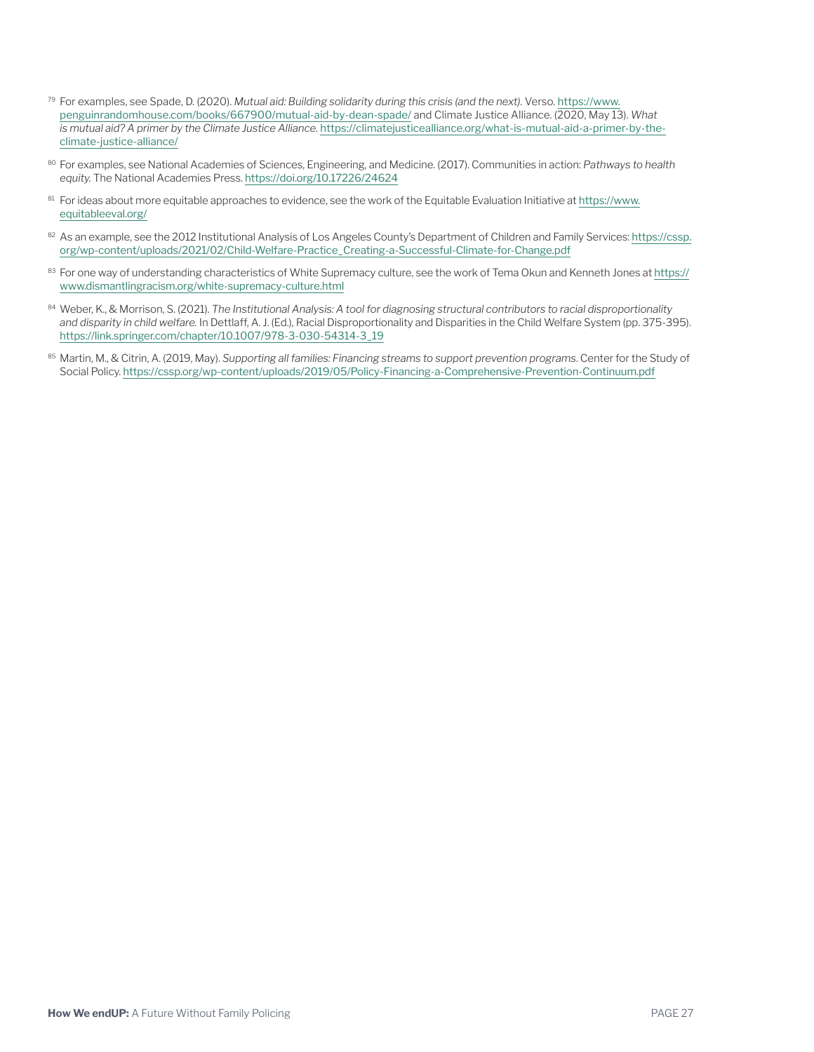[79] For examples, see Spade, D. (2020). *Mutual aid: Building solidarity during this crisis (and the next)*. Verso. https://www.penguinrandomhouse.com/books/667900/mutual-aid-by-dean-spade/ and Climate Justice Alliance. (2020, May 13). *What is mutual aid? A primer by the Climate Justice Alliance*. https://climatejusticealliance.org/what-is-mutual-aid-a-primer-by-the-climate-justice-alliance/

[80] For examples, see National Academies of Sciences, Engineering, and Medicine. (2017). Communities in action: *Pathways to health equity*. The National Academies Press. https://doi.org/10.17226/24624

[81] For ideas about more equitable approaches to evidence, see the work of the Equitable Evaluation Initiative at https://www.equitableeval.org/

[82] As an example, see the 2012 Institutional Analysis of Los Angeles County's Department of Children and Family Services: https://cssp.org/wp-content/uploads/2021/02/Child-Welfare-Practice_Creating-a-Successful-Climate-for-Change.pdf

[83] For one way of understanding characteristics of White Supremacy culture, see the work of Tema Okun and Kenneth Jones at https://www.dismantlingracism.org/white-supremacy-culture.html

[84] Weber, K., & Morrison, S. (2021). *The Institutional Analysis: A tool for diagnosing structural contributors to racial disproportionality and disparity in child welfare*. In Dettlaff, A. J. (Ed.), Racial Disproportionality and Disparities in the Child Welfare System (pp. 375-395). https://link.springer.com/chapter/10.1007/978-3-030-54314-3_19

[85] Martin, M., & Citrin, A. (2019, May). *Supporting all families: Financing streams to support prevention programs*. Center for the Study of Social Policy. https://cssp.org/wp-content/uploads/2019/05/Policy-Financing-a-Comprehensive-Prevention-Continuum.pdf